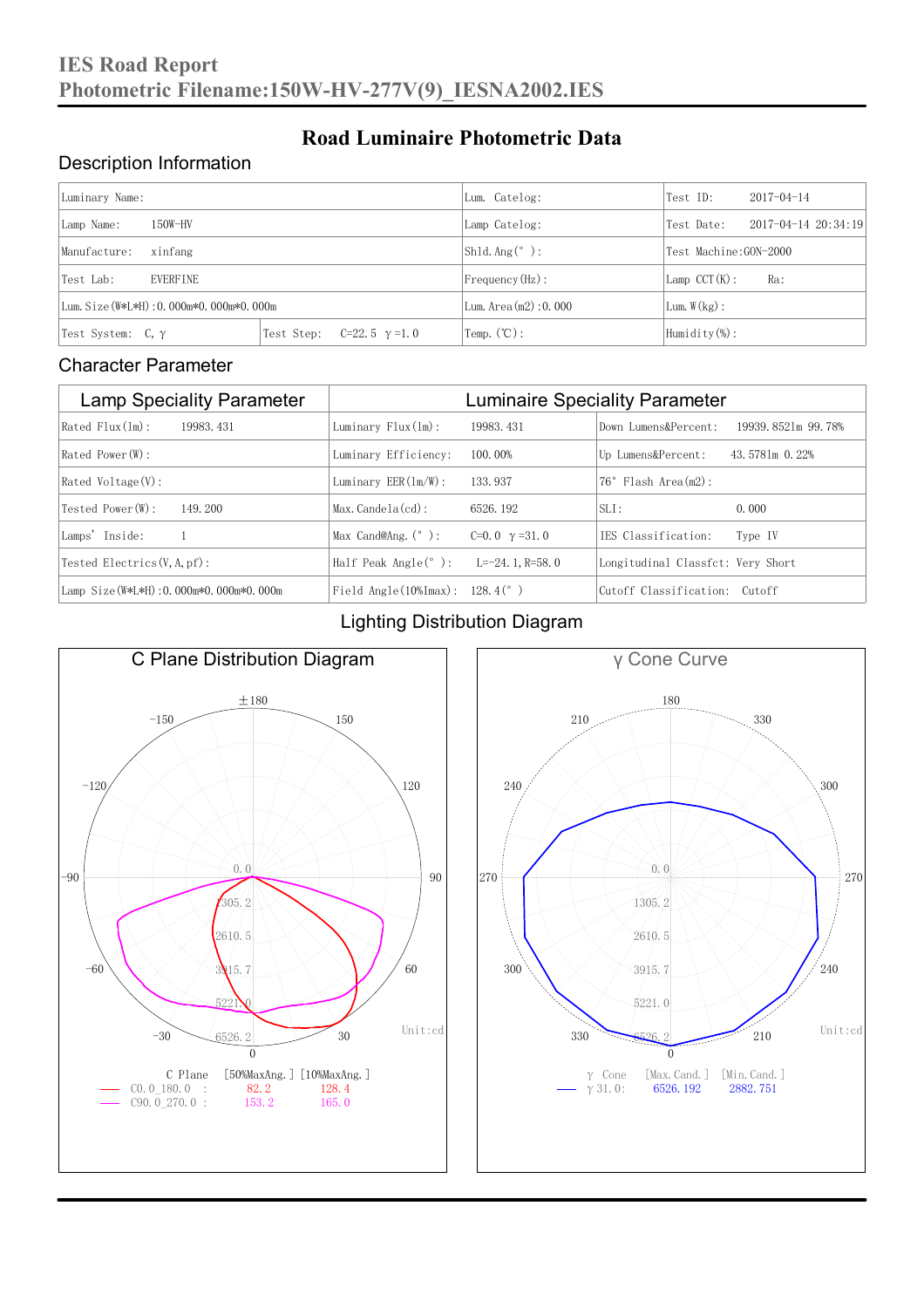# IES Road Report
## Photometric Filename:150W-HV-277V(9)_IESNA2002.IES

## Road Luminaire Photometric Data

### Description Information

| Luminary Name: | | Lum. Catelog: | Test ID: 2017-04-14 |
|---|---|---|---|
| Lamp Name: 150W-HV | | Lamp Catelog: | Test Date: 2017-04-14 20:34:19 |
| Manufacture: xinfang | | Shld.Ang(°): | Test Machine:GON-2000 |
| Test Lab: EVERFINE | | Frequency(Hz): | Lamp CCT(K): Ra: |
| Lum.Size(W*L*H):0.000m*0.000m*0.000m | | Lum.Area(m2):0.000 | Lum.W(kg): |
| Test System: C, γ | Test Step: C=22.5 γ=1.0 | Temp.(℃): | Humidity(%): |

### Character Parameter

| Lamp Speciality Parameter | Luminaire Speciality Parameter | |
|---|---|---|
| Rated Flux(lm): 19983.431 | Luminary Flux(lm): 19983.431 | Down Lumens&Percent: 19939.8521m 99.78% |
| Rated Power(W): | Luminary Efficiency: 100.00% | Up Lumens&Percent: 43.5781m 0.22% |
| Rated Voltage(V): | Luminary EER(lm/W): 133.937 | 76° Flash Area(m2): |
| Tested Power(W): 149.200 | Max.Candela(cd): 6526.192 | SLI: 0.000 |
| Lamps' Inside: 1 | Max Cand@Ang.(°): C=0.0 γ=31.0 | IES Classification: Type IV |
| Tested Electrics(V,A,pf): | Half Peak Angle(°): L=-24.1,R=58.0 | Longitudinal Classfct: Very Short |
| Lamp Size(W*L*H):0.000m*0.000m*0.000m | Field Angle(10%Imax): 128.4(°) | Cutoff Classification: Cutoff |

### Lighting Distribution Diagram

**C Plane Distribution Diagram**

| C Plane | [50%MaxAng.] | [10%MaxAng.] |
|---|---|---|
| C0.0_180.0 : | 82.2 | 128.4 |
| C90.0_270.0 : | 153.2 | 165.0 |

Unit:cd

**γ Cone Curve**

| γ Cone | [Max.Cand.] | [Min.Cand.] |
|---|---|---|
| γ31.0: | 6526.192 | 2882.751 |

Unit:cd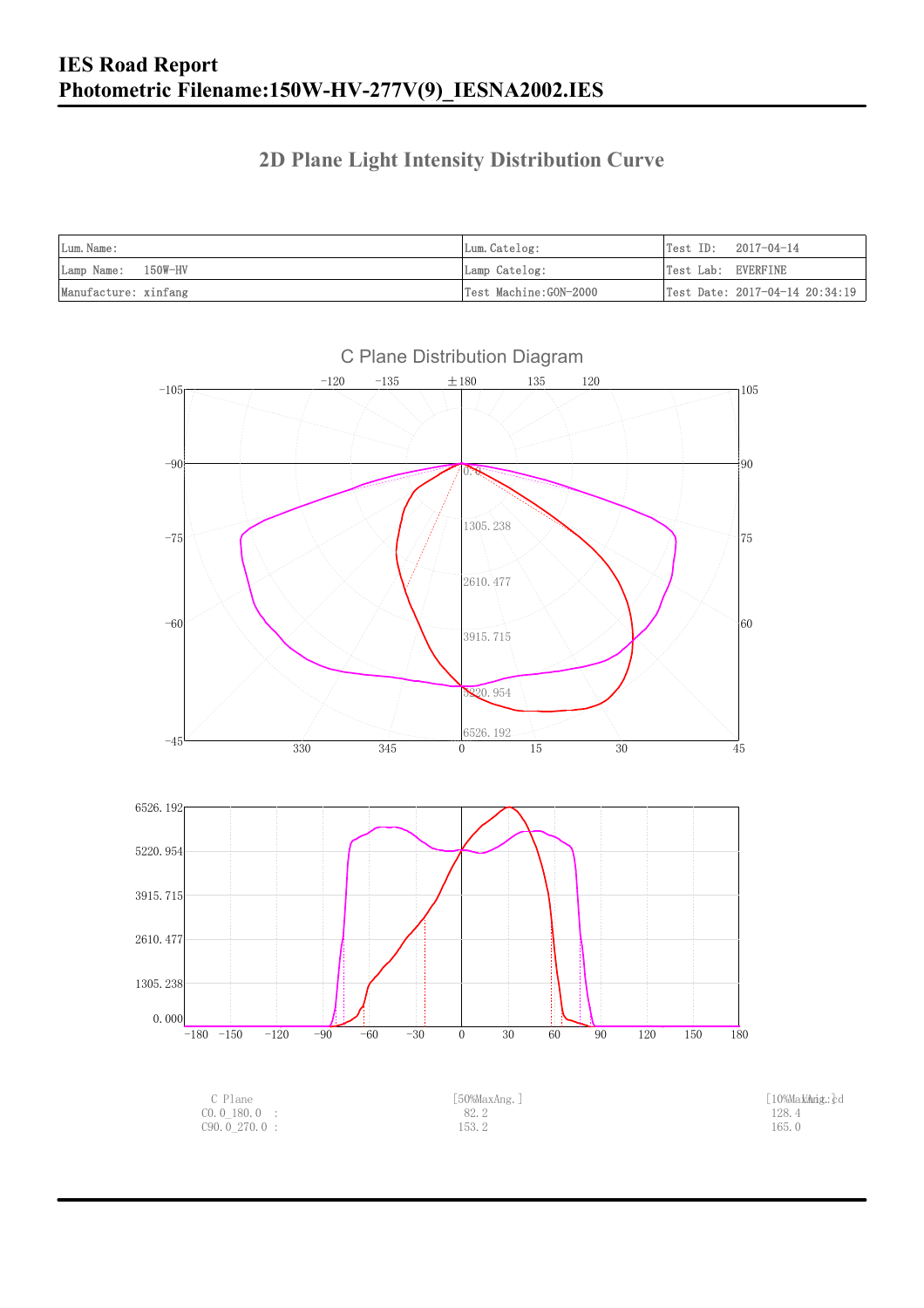# IES Road Report
# Photometric Filename:150W-HV-277V(9)_IESNA2002.IES

## 2D Plane Light Intensity Distribution Curve

| Lum.Name: | Lum.Catelog: | Test ID: 2017-04-14 |
|---|---|---|
| Lamp Name: 150W-HV | Lamp Catelog: | Test Lab: EVERFINE |
| Manufacture: xinfang | Test Machine:GON-2000 | Test Date: 2017-04-14 20:34:19 |

C Plane Distribution Diagram

| C Plane | [50%MaxAng.] | [10%MaxAng.] |
|---|---|---|
| C0.0_180.0 : | 82.2 | 128.4 |
| C90.0_270.0 : | 153.2 | 165.0 |

Unit:cd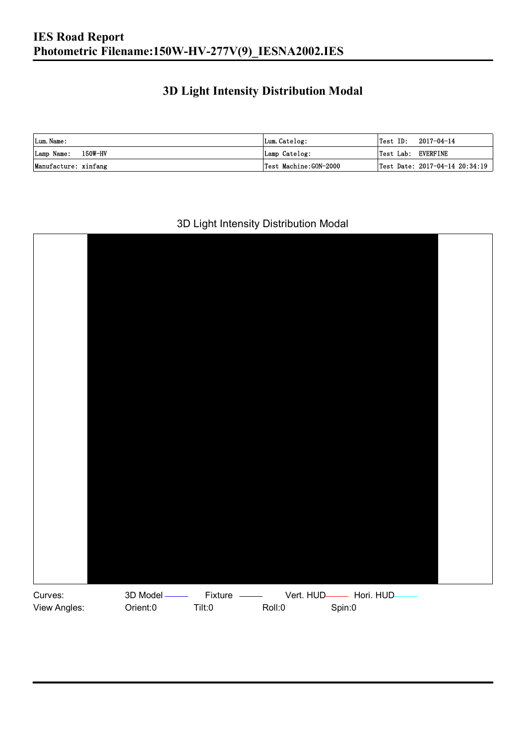# IES Road Report
# Photometric Filename:150W-HV-277V(9)_IESNA2002.IES

## 3D Light Intensity Distribution Modal

| Lum. Name: | Lum. Catelog: | Test ID: 2017-04-14 |
|---|---|---|
| Lamp Name: 150W-HV | Lamp Catelog: | Test Lab: EVERFINE |
| Manufacture: xinfang | Test Machine:GON-2000 | Test Date: 2017-04-14 20:34:19 |

3D Light Intensity Distribution Modal

Curves: 3D Model Fixture Vert. HUD Hori. HUD

View Angles: Orient:0 Tilt:0 Roll:0 Spin:0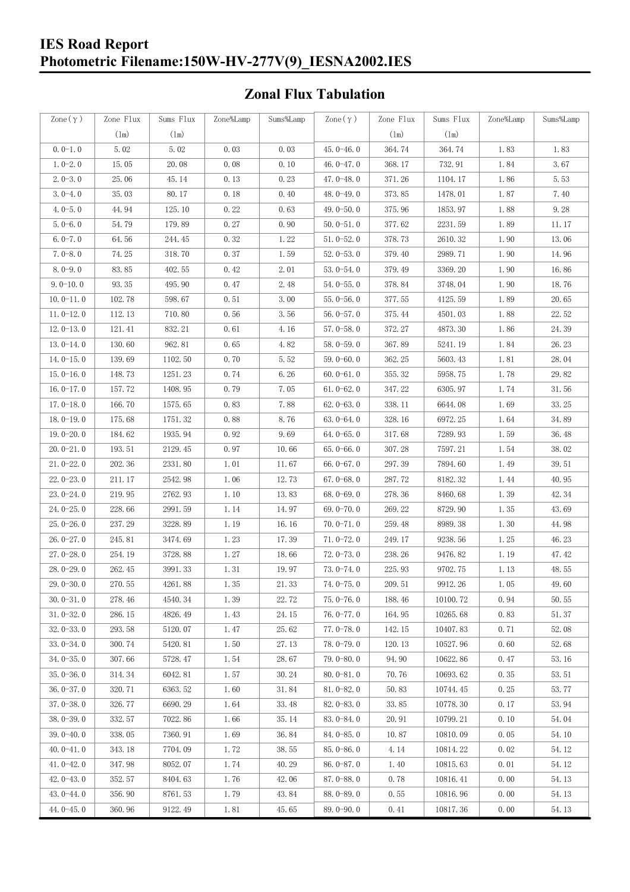# IES Road Report
## Photometric Filename:150W-HV-277V(9)_IESNA2002.IES

### Zonal Flux Tabulation

| Zone(γ) | Zone Flux (lm) | Sums Flux (lm) | Zone%Lamp | Sums%Lamp | Zone(γ) | Zone Flux (lm) | Sums Flux (lm) | Zone%Lamp | Sums%Lamp |
|---|---|---|---|---|---|---|---|---|---|
| 0.0-1.0 | 5.02 | 5.02 | 0.03 | 0.03 | 45.0-46.0 | 364.74 | 364.74 | 1.83 | 1.83 |
| 1.0-2.0 | 15.05 | 20.08 | 0.08 | 0.10 | 46.0-47.0 | 368.17 | 732.91 | 1.84 | 3.67 |
| 2.0-3.0 | 25.06 | 45.14 | 0.13 | 0.23 | 47.0-48.0 | 371.26 | 1104.17 | 1.86 | 5.53 |
| 3.0-4.0 | 35.03 | 80.17 | 0.18 | 0.40 | 48.0-49.0 | 373.85 | 1478.01 | 1.87 | 7.40 |
| 4.0-5.0 | 44.94 | 125.10 | 0.22 | 0.63 | 49.0-50.0 | 375.96 | 1853.97 | 1.88 | 9.28 |
| 5.0-6.0 | 54.79 | 179.89 | 0.27 | 0.90 | 50.0-51.0 | 377.62 | 2231.59 | 1.89 | 11.17 |
| 6.0-7.0 | 64.56 | 244.45 | 0.32 | 1.22 | 51.0-52.0 | 378.73 | 2610.32 | 1.90 | 13.06 |
| 7.0-8.0 | 74.25 | 318.70 | 0.37 | 1.59 | 52.0-53.0 | 379.40 | 2989.71 | 1.90 | 14.96 |
| 8.0-9.0 | 83.85 | 402.55 | 0.42 | 2.01 | 53.0-54.0 | 379.49 | 3369.20 | 1.90 | 16.86 |
| 9.0-10.0 | 93.35 | 495.90 | 0.47 | 2.48 | 54.0-55.0 | 378.84 | 3748.04 | 1.90 | 18.76 |
| 10.0-11.0 | 102.78 | 598.67 | 0.51 | 3.00 | 55.0-56.0 | 377.55 | 4125.59 | 1.89 | 20.65 |
| 11.0-12.0 | 112.13 | 710.80 | 0.56 | 3.56 | 56.0-57.0 | 375.44 | 4501.03 | 1.88 | 22.52 |
| 12.0-13.0 | 121.41 | 832.21 | 0.61 | 4.16 | 57.0-58.0 | 372.27 | 4873.30 | 1.86 | 24.39 |
| 13.0-14.0 | 130.60 | 962.81 | 0.65 | 4.82 | 58.0-59.0 | 367.89 | 5241.19 | 1.84 | 26.23 |
| 14.0-15.0 | 139.69 | 1102.50 | 0.70 | 5.52 | 59.0-60.0 | 362.25 | 5603.43 | 1.81 | 28.04 |
| 15.0-16.0 | 148.73 | 1251.23 | 0.74 | 6.26 | 60.0-61.0 | 355.32 | 5958.75 | 1.78 | 29.82 |
| 16.0-17.0 | 157.72 | 1408.95 | 0.79 | 7.05 | 61.0-62.0 | 347.22 | 6305.97 | 1.74 | 31.56 |
| 17.0-18.0 | 166.70 | 1575.65 | 0.83 | 7.88 | 62.0-63.0 | 338.11 | 6644.08 | 1.69 | 33.25 |
| 18.0-19.0 | 175.68 | 1751.32 | 0.88 | 8.76 | 63.0-64.0 | 328.16 | 6972.25 | 1.64 | 34.89 |
| 19.0-20.0 | 184.62 | 1935.94 | 0.92 | 9.69 | 64.0-65.0 | 317.68 | 7289.93 | 1.59 | 36.48 |
| 20.0-21.0 | 193.51 | 2129.45 | 0.97 | 10.66 | 65.0-66.0 | 307.28 | 7597.21 | 1.54 | 38.02 |
| 21.0-22.0 | 202.36 | 2331.80 | 1.01 | 11.67 | 66.0-67.0 | 297.39 | 7894.60 | 1.49 | 39.51 |
| 22.0-23.0 | 211.17 | 2542.98 | 1.06 | 12.73 | 67.0-68.0 | 287.72 | 8182.32 | 1.44 | 40.95 |
| 23.0-24.0 | 219.95 | 2762.93 | 1.10 | 13.83 | 68.0-69.0 | 278.36 | 8460.68 | 1.39 | 42.34 |
| 24.0-25.0 | 228.66 | 2991.59 | 1.14 | 14.97 | 69.0-70.0 | 269.22 | 8729.90 | 1.35 | 43.69 |
| 25.0-26.0 | 237.29 | 3228.89 | 1.19 | 16.16 | 70.0-71.0 | 259.48 | 8989.38 | 1.30 | 44.98 |
| 26.0-27.0 | 245.81 | 3474.69 | 1.23 | 17.39 | 71.0-72.0 | 249.17 | 9238.56 | 1.25 | 46.23 |
| 27.0-28.0 | 254.19 | 3728.88 | 1.27 | 18.66 | 72.0-73.0 | 238.26 | 9476.82 | 1.19 | 47.42 |
| 28.0-29.0 | 262.45 | 3991.33 | 1.31 | 19.97 | 73.0-74.0 | 225.93 | 9702.75 | 1.13 | 48.55 |
| 29.0-30.0 | 270.55 | 4261.88 | 1.35 | 21.33 | 74.0-75.0 | 209.51 | 9912.26 | 1.05 | 49.60 |
| 30.0-31.0 | 278.46 | 4540.34 | 1.39 | 22.72 | 75.0-76.0 | 188.46 | 10100.72 | 0.94 | 50.55 |
| 31.0-32.0 | 286.15 | 4826.49 | 1.43 | 24.15 | 76.0-77.0 | 164.95 | 10265.68 | 0.83 | 51.37 |
| 32.0-33.0 | 293.58 | 5120.07 | 1.47 | 25.62 | 77.0-78.0 | 142.15 | 10407.83 | 0.71 | 52.08 |
| 33.0-34.0 | 300.74 | 5420.81 | 1.50 | 27.13 | 78.0-79.0 | 120.13 | 10527.96 | 0.60 | 52.68 |
| 34.0-35.0 | 307.66 | 5728.47 | 1.54 | 28.67 | 79.0-80.0 | 94.90 | 10622.86 | 0.47 | 53.16 |
| 35.0-36.0 | 314.34 | 6042.81 | 1.57 | 30.24 | 80.0-81.0 | 70.76 | 10693.62 | 0.35 | 53.51 |
| 36.0-37.0 | 320.71 | 6363.52 | 1.60 | 31.84 | 81.0-82.0 | 50.83 | 10744.45 | 0.25 | 53.77 |
| 37.0-38.0 | 326.77 | 6690.29 | 1.64 | 33.48 | 82.0-83.0 | 33.85 | 10778.30 | 0.17 | 53.94 |
| 38.0-39.0 | 332.57 | 7022.86 | 1.66 | 35.14 | 83.0-84.0 | 20.91 | 10799.21 | 0.10 | 54.04 |
| 39.0-40.0 | 338.05 | 7360.91 | 1.69 | 36.84 | 84.0-85.0 | 10.87 | 10810.09 | 0.05 | 54.10 |
| 40.0-41.0 | 343.18 | 7704.09 | 1.72 | 38.55 | 85.0-86.0 | 4.14 | 10814.22 | 0.02 | 54.12 |
| 41.0-42.0 | 347.98 | 8052.07 | 1.74 | 40.29 | 86.0-87.0 | 1.40 | 10815.63 | 0.01 | 54.12 |
| 42.0-43.0 | 352.57 | 8404.63 | 1.76 | 42.06 | 87.0-88.0 | 0.78 | 10816.41 | 0.00 | 54.13 |
| 43.0-44.0 | 356.90 | 8761.53 | 1.79 | 43.84 | 88.0-89.0 | 0.55 | 10816.96 | 0.00 | 54.13 |
| 44.0-45.0 | 360.96 | 9122.49 | 1.81 | 45.65 | 89.0-90.0 | 0.41 | 10817.36 | 0.00 | 54.13 |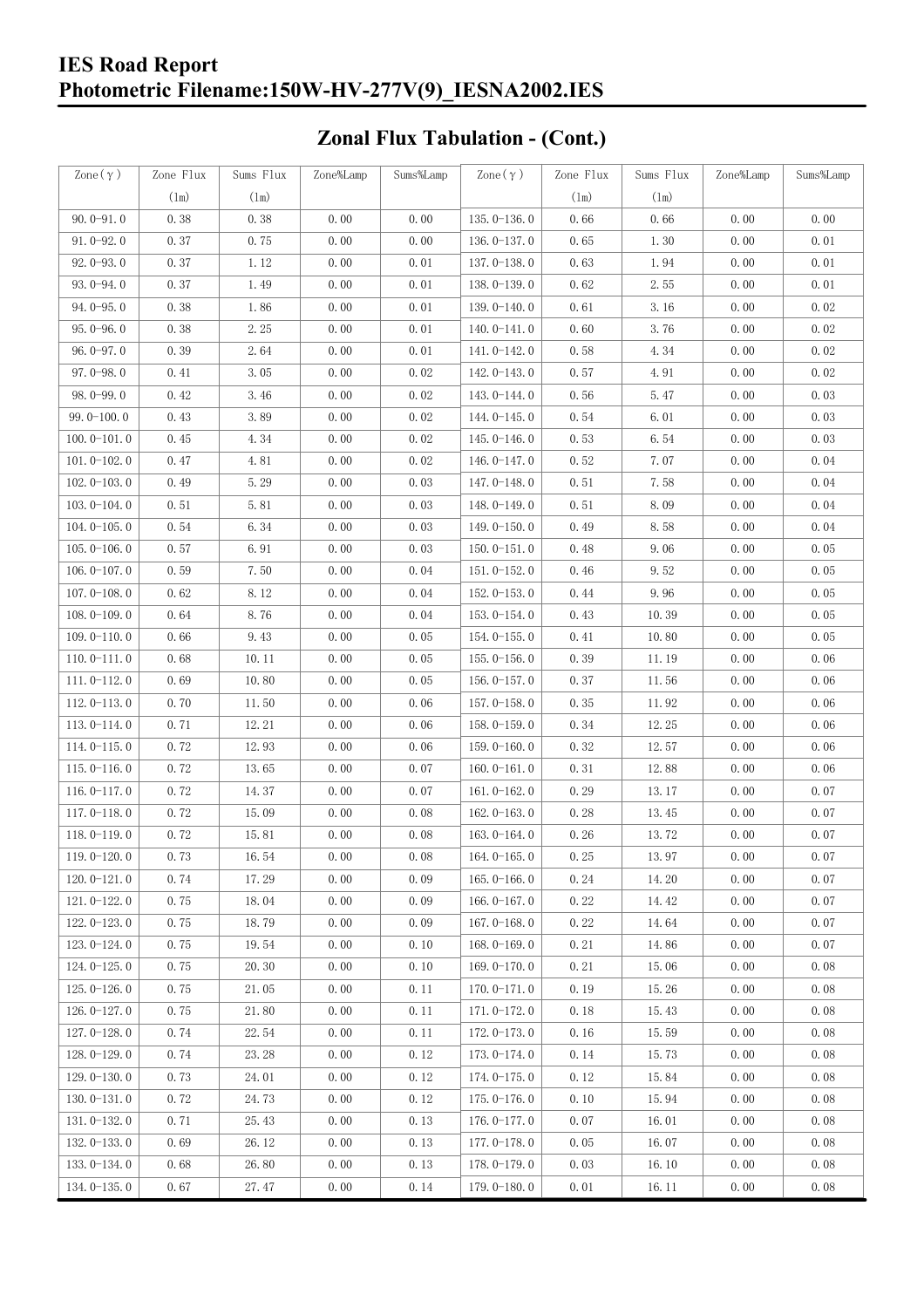# IES Road Report
## Photometric Filename:150W-HV-277V(9)_IESNA2002.IES

## Zonal Flux Tabulation - (Cont.)

| Zone(γ) | Zone Flux (lm) | Sums Flux (lm) | Zone%Lamp | Sums%Lamp | Zone(γ) | Zone Flux (lm) | Sums Flux (lm) | Zone%Lamp | Sums%Lamp |
|---|---|---|---|---|---|---|---|---|---|
| 90.0-91.0 | 0.38 | 0.38 | 0.00 | 0.00 | 135.0-136.0 | 0.66 | 0.66 | 0.00 | 0.00 |
| 91.0-92.0 | 0.37 | 0.75 | 0.00 | 0.00 | 136.0-137.0 | 0.65 | 1.30 | 0.00 | 0.01 |
| 92.0-93.0 | 0.37 | 1.12 | 0.00 | 0.01 | 137.0-138.0 | 0.63 | 1.94 | 0.00 | 0.01 |
| 93.0-94.0 | 0.37 | 1.49 | 0.00 | 0.01 | 138.0-139.0 | 0.62 | 2.55 | 0.00 | 0.01 |
| 94.0-95.0 | 0.38 | 1.86 | 0.00 | 0.01 | 139.0-140.0 | 0.61 | 3.16 | 0.00 | 0.02 |
| 95.0-96.0 | 0.38 | 2.25 | 0.00 | 0.01 | 140.0-141.0 | 0.60 | 3.76 | 0.00 | 0.02 |
| 96.0-97.0 | 0.39 | 2.64 | 0.00 | 0.01 | 141.0-142.0 | 0.58 | 4.34 | 0.00 | 0.02 |
| 97.0-98.0 | 0.41 | 3.05 | 0.00 | 0.02 | 142.0-143.0 | 0.57 | 4.91 | 0.00 | 0.02 |
| 98.0-99.0 | 0.42 | 3.46 | 0.00 | 0.02 | 143.0-144.0 | 0.56 | 5.47 | 0.00 | 0.03 |
| 99.0-100.0 | 0.43 | 3.89 | 0.00 | 0.02 | 144.0-145.0 | 0.54 | 6.01 | 0.00 | 0.03 |
| 100.0-101.0 | 0.45 | 4.34 | 0.00 | 0.02 | 145.0-146.0 | 0.53 | 6.54 | 0.00 | 0.03 |
| 101.0-102.0 | 0.47 | 4.81 | 0.00 | 0.02 | 146.0-147.0 | 0.52 | 7.07 | 0.00 | 0.04 |
| 102.0-103.0 | 0.49 | 5.29 | 0.00 | 0.03 | 147.0-148.0 | 0.51 | 7.58 | 0.00 | 0.04 |
| 103.0-104.0 | 0.51 | 5.81 | 0.00 | 0.03 | 148.0-149.0 | 0.51 | 8.09 | 0.00 | 0.04 |
| 104.0-105.0 | 0.54 | 6.34 | 0.00 | 0.03 | 149.0-150.0 | 0.49 | 8.58 | 0.00 | 0.04 |
| 105.0-106.0 | 0.57 | 6.91 | 0.00 | 0.03 | 150.0-151.0 | 0.48 | 9.06 | 0.00 | 0.05 |
| 106.0-107.0 | 0.59 | 7.50 | 0.00 | 0.04 | 151.0-152.0 | 0.46 | 9.52 | 0.00 | 0.05 |
| 107.0-108.0 | 0.62 | 8.12 | 0.00 | 0.04 | 152.0-153.0 | 0.44 | 9.96 | 0.00 | 0.05 |
| 108.0-109.0 | 0.64 | 8.76 | 0.00 | 0.04 | 153.0-154.0 | 0.43 | 10.39 | 0.00 | 0.05 |
| 109.0-110.0 | 0.66 | 9.43 | 0.00 | 0.05 | 154.0-155.0 | 0.41 | 10.80 | 0.00 | 0.05 |
| 110.0-111.0 | 0.68 | 10.11 | 0.00 | 0.05 | 155.0-156.0 | 0.39 | 11.19 | 0.00 | 0.06 |
| 111.0-112.0 | 0.69 | 10.80 | 0.00 | 0.05 | 156.0-157.0 | 0.37 | 11.56 | 0.00 | 0.06 |
| 112.0-113.0 | 0.70 | 11.50 | 0.00 | 0.06 | 157.0-158.0 | 0.35 | 11.92 | 0.00 | 0.06 |
| 113.0-114.0 | 0.71 | 12.21 | 0.00 | 0.06 | 158.0-159.0 | 0.34 | 12.25 | 0.00 | 0.06 |
| 114.0-115.0 | 0.72 | 12.93 | 0.00 | 0.06 | 159.0-160.0 | 0.32 | 12.57 | 0.00 | 0.06 |
| 115.0-116.0 | 0.72 | 13.65 | 0.00 | 0.07 | 160.0-161.0 | 0.31 | 12.88 | 0.00 | 0.06 |
| 116.0-117.0 | 0.72 | 14.37 | 0.00 | 0.07 | 161.0-162.0 | 0.29 | 13.17 | 0.00 | 0.07 |
| 117.0-118.0 | 0.72 | 15.09 | 0.00 | 0.08 | 162.0-163.0 | 0.28 | 13.45 | 0.00 | 0.07 |
| 118.0-119.0 | 0.72 | 15.81 | 0.00 | 0.08 | 163.0-164.0 | 0.26 | 13.72 | 0.00 | 0.07 |
| 119.0-120.0 | 0.73 | 16.54 | 0.00 | 0.08 | 164.0-165.0 | 0.25 | 13.97 | 0.00 | 0.07 |
| 120.0-121.0 | 0.74 | 17.29 | 0.00 | 0.09 | 165.0-166.0 | 0.24 | 14.20 | 0.00 | 0.07 |
| 121.0-122.0 | 0.75 | 18.04 | 0.00 | 0.09 | 166.0-167.0 | 0.22 | 14.42 | 0.00 | 0.07 |
| 122.0-123.0 | 0.75 | 18.79 | 0.00 | 0.09 | 167.0-168.0 | 0.22 | 14.64 | 0.00 | 0.07 |
| 123.0-124.0 | 0.75 | 19.54 | 0.00 | 0.10 | 168.0-169.0 | 0.21 | 14.86 | 0.00 | 0.07 |
| 124.0-125.0 | 0.75 | 20.30 | 0.00 | 0.10 | 169.0-170.0 | 0.21 | 15.06 | 0.00 | 0.08 |
| 125.0-126.0 | 0.75 | 21.05 | 0.00 | 0.11 | 170.0-171.0 | 0.19 | 15.26 | 0.00 | 0.08 |
| 126.0-127.0 | 0.75 | 21.80 | 0.00 | 0.11 | 171.0-172.0 | 0.18 | 15.43 | 0.00 | 0.08 |
| 127.0-128.0 | 0.74 | 22.54 | 0.00 | 0.11 | 172.0-173.0 | 0.16 | 15.59 | 0.00 | 0.08 |
| 128.0-129.0 | 0.74 | 23.28 | 0.00 | 0.12 | 173.0-174.0 | 0.14 | 15.73 | 0.00 | 0.08 |
| 129.0-130.0 | 0.73 | 24.01 | 0.00 | 0.12 | 174.0-175.0 | 0.12 | 15.84 | 0.00 | 0.08 |
| 130.0-131.0 | 0.72 | 24.73 | 0.00 | 0.12 | 175.0-176.0 | 0.10 | 15.94 | 0.00 | 0.08 |
| 131.0-132.0 | 0.71 | 25.43 | 0.00 | 0.13 | 176.0-177.0 | 0.07 | 16.01 | 0.00 | 0.08 |
| 132.0-133.0 | 0.69 | 26.12 | 0.00 | 0.13 | 177.0-178.0 | 0.05 | 16.07 | 0.00 | 0.08 |
| 133.0-134.0 | 0.68 | 26.80 | 0.00 | 0.13 | 178.0-179.0 | 0.03 | 16.10 | 0.00 | 0.08 |
| 134.0-135.0 | 0.67 | 27.47 | 0.00 | 0.14 | 179.0-180.0 | 0.01 | 16.11 | 0.00 | 0.08 |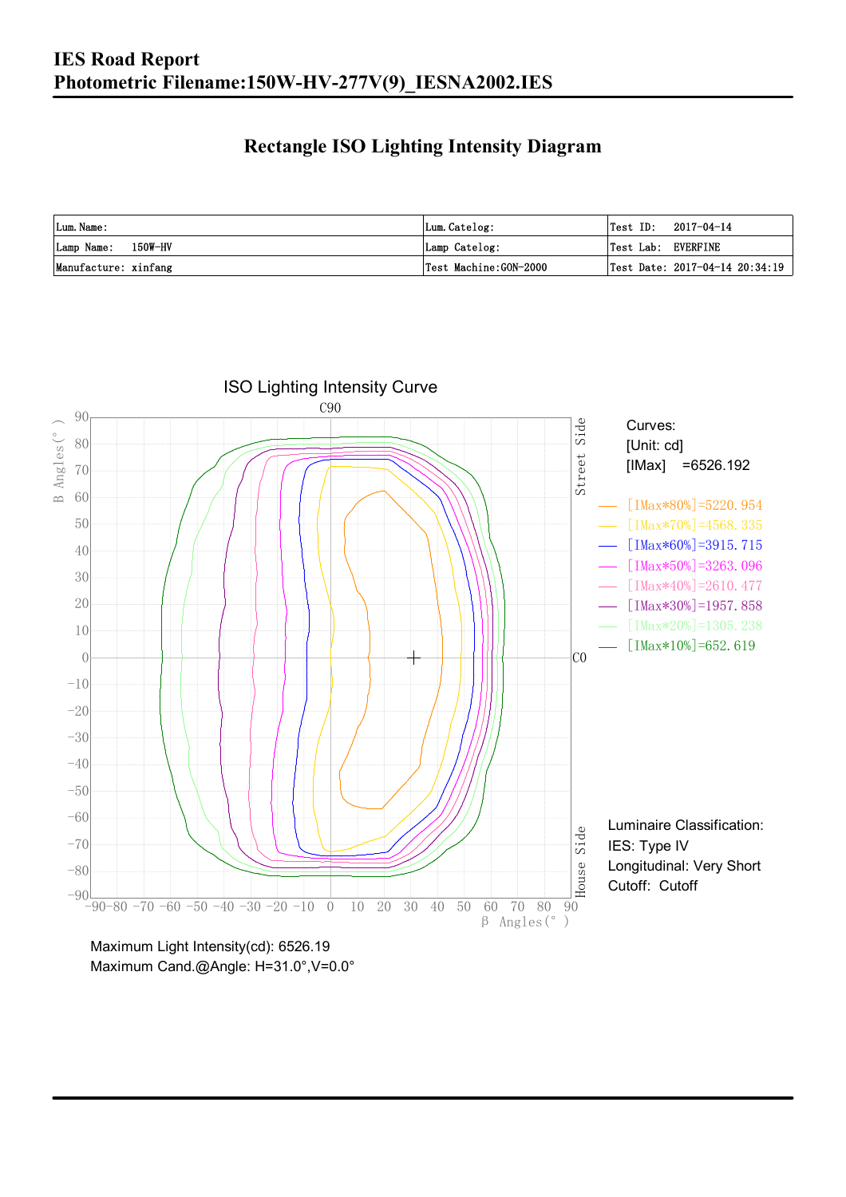# IES Road Report
# Photometric Filename:150W-HV-277V(9)_IESNA2002.IES

## Rectangle ISO Lighting Intensity Diagram

| Lum. Name: | Lum. Catelog: | Test ID: 2017-04-14 |
|---|---|---|
| Lamp Name: 150W-HV | Lamp Catelog: | Test Lab: EVERFINE |
| Manufacture: xinfang | Test Machine:GON-2000 | Test Date: 2017-04-14 20:34:19 |

ISO Lighting Intensity Curve

Curves:
[Unit: cd]
[IMax] =6526.192

- [IMax*80%]=5220.954
- [IMax*70%]=4568.335
- [IMax*60%]=3915.715
- [IMax*50%]=3263.096
- [IMax*40%]=2610.477
- [IMax*30%]=1957.858
- [IMax*20%]=1305.238
- [IMax*10%]=652.619

Luminaire Classification:
IES: Type IV
Longitudinal: Very Short
Cutoff: Cutoff

Maximum Light Intensity(cd): 6526.19
Maximum Cand.@Angle: H=31.0°,V=0.0°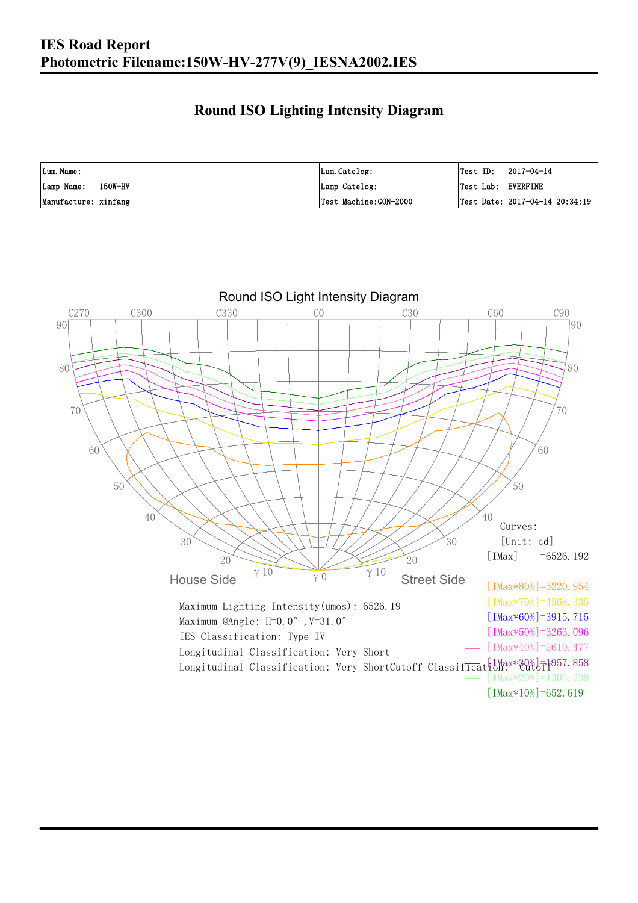# IES Road Report
## Photometric Filename:150W-HV-277V(9)_IESNA2002.IES

## Round ISO Lighting Intensity Diagram

| Lum. Name: | Lum. Catelog: | Test ID: 2017-04-14 |
|---|---|---|
| Lamp Name: 150W-HV | Lamp Catelog: | Test Lab: EVERFINE |
| Manufacture: xinfang | Test Machine:GON-2000 | Test Date: 2017-04-14 20:34:19 |

Round ISO Light Intensity Diagram

Curves:
[Unit: cd]
[IMax] =6526.192
[IMax*80%]=5220.954
[IMax*70%]=4568.335
[IMax*60%]=3915.715
[IMax*50%]=3263.096
[IMax*40%]=2610.477
[IMax*30%]=1957.858
[IMax*20%]=1305.238
[IMax*10%]=652.619

Maximum Lighting Intensity(umos): 6526.19
Maximum @Angle: H=0.0°, V=31.0°
IES Classification: Type IV
Longitudinal Classification: Very Short
Longitudinal Classification: Very ShortCutoff Classification: Cutoff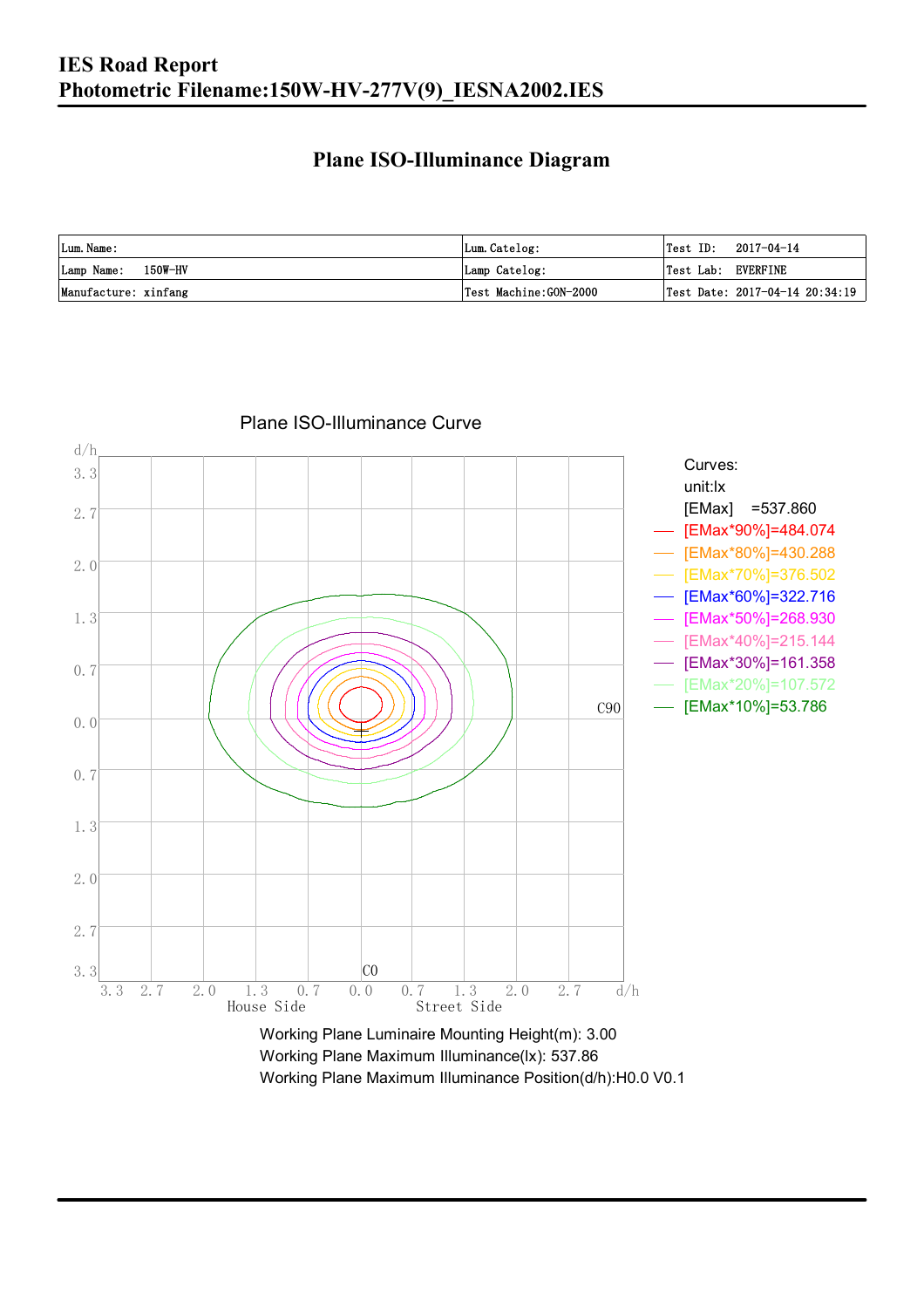**IES Road Report**
**Photometric Filename:150W-HV-277V(9)_IESNA2002.IES**

## Plane ISO-Illuminance Diagram

| Lum. Name: | Lum. Catelog: | Test ID: 2017-04-14 |
|---|---|---|
| Lamp Name: 150W-HV | Lamp Catelog: | Test Lab: EVERFINE |
| Manufacture: xinfang | Test Machine:GON-2000 | Test Date: 2017-04-14 20:34:19 |

Plane ISO-Illuminance Curve

Curves:
unit:lx
[EMax] =537.860
[EMax*90%]=484.074
[EMax*80%]=430.288
[EMax*70%]=376.502
[EMax*60%]=322.716
[EMax*50%]=268.930
[EMax*40%]=215.144
[EMax*30%]=161.358
[EMax*20%]=107.572
[EMax*10%]=53.786

Working Plane Luminaire Mounting Height(m): 3.00
Working Plane Maximum Illuminance(lx): 537.86
Working Plane Maximum Illuminance Position(d/h):H0.0 V0.1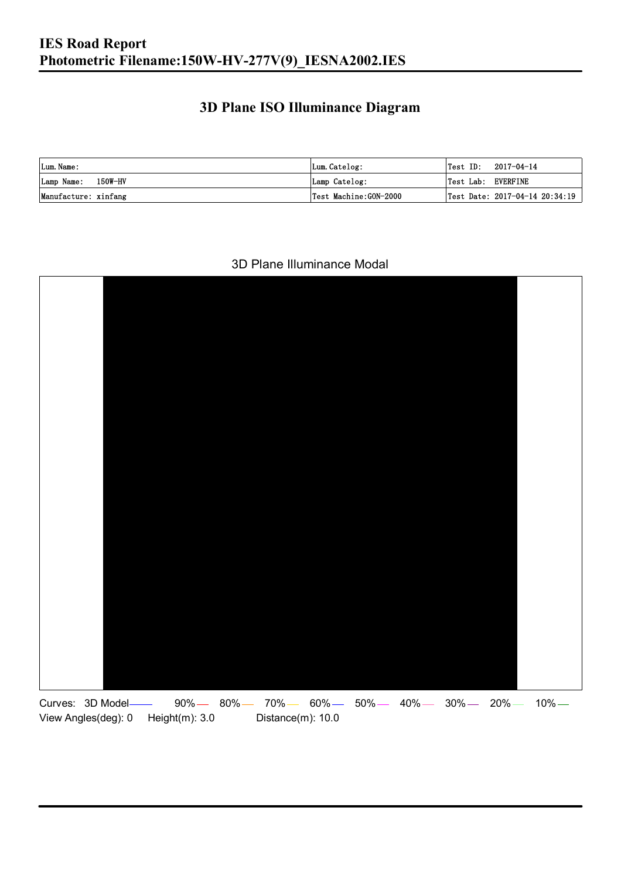# IES Road Report
## Photometric Filename:150W-HV-277V(9)_IESNA2002.IES

## 3D Plane ISO Illuminance Diagram

| Lum. Name: | Lum. Catelog: | Test ID: 2017-04-14 |
|---|---|---|
| Lamp Name: 150W-HV | Lamp Catelog: | Test Lab: EVERFINE |
| Manufacture: xinfang | Test Machine:GON-2000 | Test Date: 2017-04-14 20:34:19 |

3D Plane Illuminance Modal

Curves: 3D Model 90% 80% 70% 60% 50% 40% 30% 20% 10%

View Angles(deg): 0 Height(m): 3.0 Distance(m): 10.0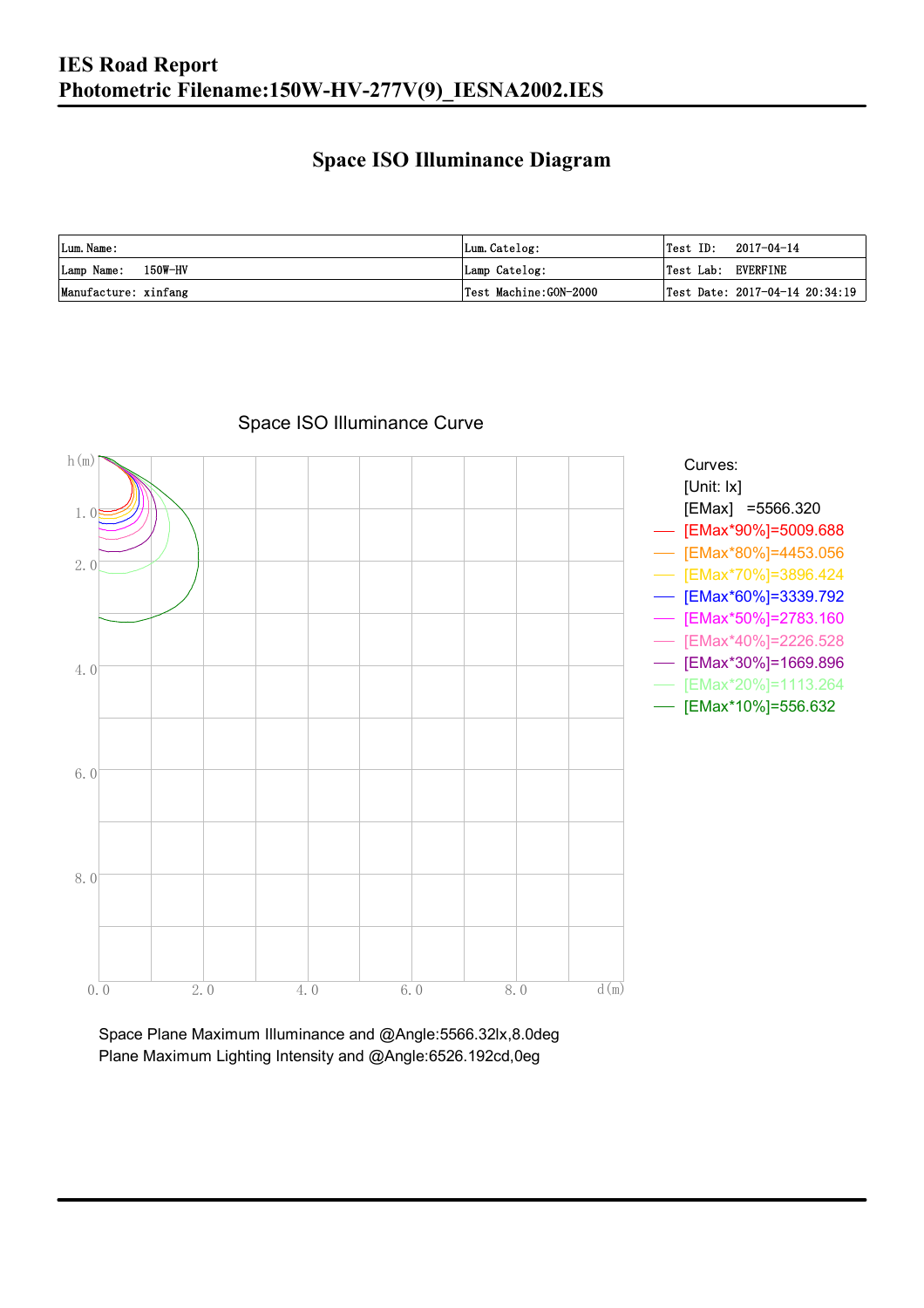# IES Road Report
# Photometric Filename:150W-HV-277V(9)_IESNA2002.IES

## Space ISO Illuminance Diagram

| Lum. Name: | Lum. Catelog: | Test ID: 2017-04-14 |
|---|---|---|
| Lamp Name: 150W-HV | Lamp Catelog: | Test Lab: EVERFINE |
| Manufacture: xinfang | Test Machine:GON-2000 | Test Date: 2017-04-14 20:34:19 |

Space ISO Illuminance Curve

h(m)

1.0
2.0
4.0
6.0
8.0

0.0 2.0 4.0 6.0 8.0 d(m)

Curves:
[Unit: lx]
[EMax] =5566.320
[EMax*90%]=5009.688
[EMax*80%]=4453.056
[EMax*70%]=3896.424
[EMax*60%]=3339.792
[EMax*50%]=2783.160
[EMax*40%]=2226.528
[EMax*30%]=1669.896
[EMax*20%]=1113.264
[EMax*10%]=556.632

Space Plane Maximum Illuminance and @Angle:5566.32lx,8.0deg
Plane Maximum Lighting Intensity and @Angle:6526.192cd,0eg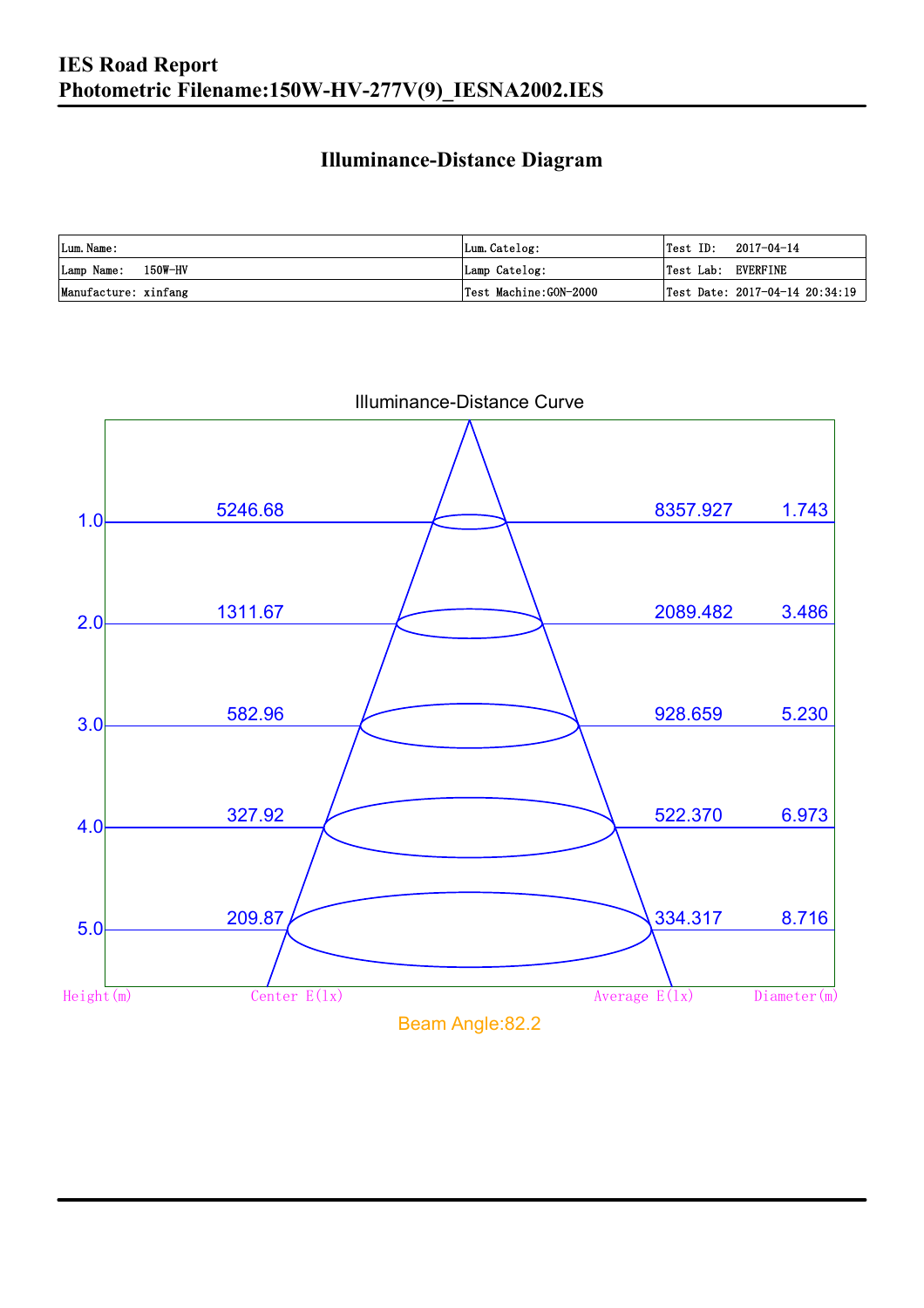# IES Road Report
## Photometric Filename:150W-HV-277V(9)_IESNA2002.IES

### Illuminance-Distance Diagram

| Lum.Name: | Lum.Catelog: | Test ID: 2017-04-14 |
|---|---|---|
| Lamp Name: 150W-HV | Lamp Catelog: | Test Lab: EVERFINE |
| Manufacture: xinfang | Test Machine:GON-2000 | Test Date: 2017-04-14 20:34:19 |

Illuminance-Distance Curve

| Height(m) | Center E(lx) | Average E(lx) | Diameter(m) |
|---|---|---|---|
| 1.0 | 5246.68 | 8357.927 | 1.743 |
| 2.0 | 1311.67 | 2089.482 | 3.486 |
| 3.0 | 582.96 | 928.659 | 5.230 |
| 4.0 | 327.92 | 522.370 | 6.973 |
| 5.0 | 209.87 | 334.317 | 8.716 |

Beam Angle:82.2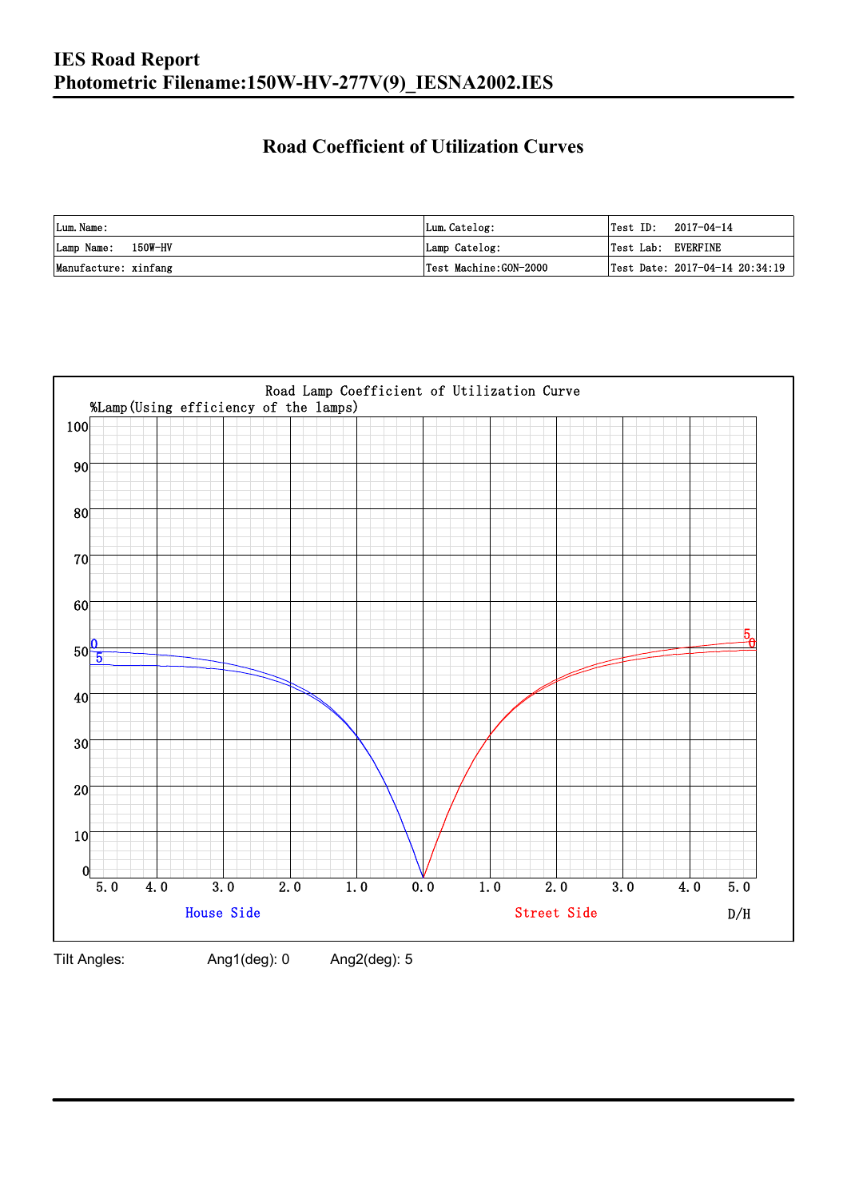# IES Road Report
# Photometric Filename:150W-HV-277V(9)_IESNA2002.IES

## Road Coefficient of Utilization Curves

| Lum. Name: | Lum. Catelog: | Test ID: 2017-04-14 |
|---|---|---|
| Lamp Name: 150W-HV | Lamp Catelog: | Test Lab: EVERFINE |
| Manufacture: xinfang | Test Machine:GON-2000 | Test Date: 2017-04-14 20:34:19 |

Road Lamp Coefficient of Utilization Curve

%Lamp(Using efficiency of the lamps)

House Side | Street Side | D/H

Tilt Angles: Ang1(deg): 0 Ang2(deg): 5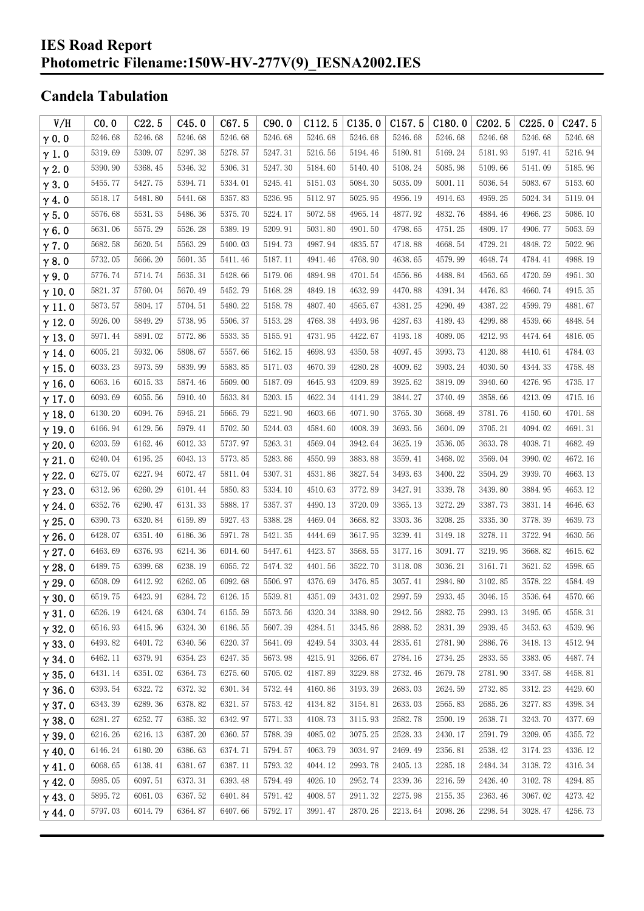# IES Road Report
# Photometric Filename:150W-HV-277V(9)_IESNA2002.IES

## Candela Tabulation

| V/H | C0.0 | C22.5 | C45.0 | C67.5 | C90.0 | C112.5 | C135.0 | C157.5 | C180.0 | C202.5 | C225.0 | C247.5 |
|---|---|---|---|---|---|---|---|---|---|---|---|---|
| γ0.0 | 5246.68 | 5246.68 | 5246.68 | 5246.68 | 5246.68 | 5246.68 | 5246.68 | 5246.68 | 5246.68 | 5246.68 | 5246.68 | 5246.68 |
| γ1.0 | 5319.69 | 5309.07 | 5297.38 | 5278.57 | 5247.31 | 5216.56 | 5194.46 | 5180.81 | 5169.24 | 5181.93 | 5197.41 | 5216.94 |
| γ2.0 | 5390.90 | 5368.45 | 5346.32 | 5306.31 | 5247.30 | 5184.60 | 5140.40 | 5108.24 | 5085.98 | 5109.66 | 5141.09 | 5185.96 |
| γ3.0 | 5455.77 | 5427.75 | 5394.71 | 5334.01 | 5245.41 | 5151.03 | 5084.30 | 5035.09 | 5001.11 | 5036.54 | 5083.67 | 5153.60 |
| γ4.0 | 5518.17 | 5481.80 | 5441.68 | 5357.83 | 5236.95 | 5112.97 | 5025.95 | 4956.19 | 4914.63 | 4959.25 | 5024.34 | 5119.04 |
| γ5.0 | 5576.68 | 5531.53 | 5486.36 | 5375.70 | 5224.17 | 5072.58 | 4965.14 | 4877.92 | 4832.76 | 4884.46 | 4966.23 | 5086.10 |
| γ6.0 | 5631.06 | 5575.29 | 5526.28 | 5389.19 | 5209.91 | 5031.80 | 4901.50 | 4798.65 | 4751.25 | 4809.17 | 4906.77 | 5053.59 |
| γ7.0 | 5682.58 | 5620.54 | 5563.29 | 5400.03 | 5194.73 | 4987.94 | 4835.57 | 4718.88 | 4668.54 | 4729.21 | 4848.72 | 5022.96 |
| γ8.0 | 5732.05 | 5666.20 | 5601.35 | 5411.46 | 5187.11 | 4941.46 | 4768.90 | 4638.65 | 4579.99 | 4648.74 | 4784.41 | 4988.19 |
| γ9.0 | 5776.74 | 5714.74 | 5635.31 | 5428.66 | 5179.06 | 4894.98 | 4701.54 | 4556.86 | 4488.84 | 4563.65 | 4720.59 | 4951.30 |
| γ10.0 | 5821.37 | 5760.04 | 5670.49 | 5452.79 | 5168.28 | 4849.18 | 4632.99 | 4470.88 | 4391.34 | 4476.83 | 4660.74 | 4915.35 |
| γ11.0 | 5873.57 | 5804.17 | 5704.51 | 5480.22 | 5158.78 | 4807.40 | 4565.67 | 4381.25 | 4290.49 | 4387.22 | 4599.79 | 4881.67 |
| γ12.0 | 5926.00 | 5849.29 | 5738.95 | 5506.37 | 5153.28 | 4768.38 | 4493.96 | 4287.63 | 4189.43 | 4299.88 | 4539.66 | 4848.54 |
| γ13.0 | 5971.44 | 5891.02 | 5772.86 | 5533.35 | 5155.91 | 4731.95 | 4422.67 | 4193.18 | 4089.05 | 4212.93 | 4474.64 | 4816.05 |
| γ14.0 | 6005.21 | 5932.06 | 5808.67 | 5557.66 | 5162.15 | 4698.93 | 4350.58 | 4097.45 | 3993.73 | 4120.88 | 4410.61 | 4784.03 |
| γ15.0 | 6033.23 | 5973.59 | 5839.99 | 5583.85 | 5171.03 | 4670.39 | 4280.28 | 4009.62 | 3903.24 | 4030.50 | 4344.33 | 4758.48 |
| γ16.0 | 6063.16 | 6015.33 | 5874.46 | 5609.00 | 5187.09 | 4645.93 | 4209.89 | 3925.62 | 3819.09 | 3940.60 | 4276.95 | 4735.17 |
| γ17.0 | 6093.69 | 6055.56 | 5910.40 | 5633.84 | 5203.15 | 4622.34 | 4141.29 | 3844.27 | 3740.49 | 3858.66 | 4213.09 | 4715.16 |
| γ18.0 | 6130.20 | 6094.76 | 5945.21 | 5665.79 | 5221.90 | 4603.66 | 4071.90 | 3765.30 | 3668.49 | 3781.76 | 4150.60 | 4701.58 |
| γ19.0 | 6166.94 | 6129.56 | 5979.41 | 5702.50 | 5244.03 | 4584.60 | 4008.39 | 3693.56 | 3604.09 | 3705.21 | 4094.02 | 4691.31 |
| γ20.0 | 6203.59 | 6162.46 | 6012.33 | 5737.97 | 5263.31 | 4569.04 | 3942.64 | 3625.19 | 3536.05 | 3633.78 | 4038.71 | 4682.49 |
| γ21.0 | 6240.04 | 6195.25 | 6043.13 | 5773.85 | 5283.86 | 4550.99 | 3883.88 | 3559.41 | 3468.02 | 3569.04 | 3990.02 | 4672.16 |
| γ22.0 | 6275.07 | 6227.94 | 6072.47 | 5811.04 | 5307.31 | 4531.86 | 3827.54 | 3493.63 | 3400.22 | 3504.29 | 3939.70 | 4663.13 |
| γ23.0 | 6312.96 | 6260.29 | 6101.44 | 5850.83 | 5334.10 | 4510.63 | 3772.89 | 3427.91 | 3339.78 | 3439.80 | 3884.95 | 4653.12 |
| γ24.0 | 6352.76 | 6290.47 | 6131.33 | 5888.17 | 5357.37 | 4490.13 | 3720.09 | 3365.13 | 3272.29 | 3387.73 | 3831.14 | 4646.63 |
| γ25.0 | 6390.73 | 6320.84 | 6159.89 | 5927.43 | 5388.28 | 4469.04 | 3668.82 | 3303.36 | 3208.25 | 3335.30 | 3778.39 | 4639.73 |
| γ26.0 | 6428.07 | 6351.40 | 6186.36 | 5971.78 | 5421.35 | 4444.69 | 3617.95 | 3239.41 | 3149.18 | 3278.11 | 3722.94 | 4630.56 |
| γ27.0 | 6463.69 | 6376.93 | 6214.36 | 6014.60 | 5447.61 | 4423.57 | 3568.55 | 3177.16 | 3091.77 | 3219.95 | 3668.82 | 4615.62 |
| γ28.0 | 6489.75 | 6399.68 | 6238.19 | 6055.72 | 5474.32 | 4401.56 | 3522.70 | 3118.08 | 3036.21 | 3161.71 | 3621.52 | 4598.65 |
| γ29.0 | 6508.09 | 6412.92 | 6262.05 | 6092.68 | 5506.97 | 4376.69 | 3476.85 | 3057.41 | 2984.80 | 3102.85 | 3578.22 | 4584.49 |
| γ30.0 | 6519.75 | 6423.91 | 6284.72 | 6126.15 | 5539.81 | 4351.09 | 3431.02 | 2997.59 | 2933.45 | 3046.15 | 3536.64 | 4570.66 |
| γ31.0 | 6526.19 | 6424.68 | 6304.74 | 6155.59 | 5573.56 | 4320.34 | 3388.90 | 2942.56 | 2882.75 | 2993.13 | 3495.05 | 4558.31 |
| γ32.0 | 6516.93 | 6415.96 | 6324.30 | 6186.55 | 5607.39 | 4284.51 | 3345.86 | 2888.52 | 2831.39 | 2939.45 | 3453.63 | 4539.96 |
| γ33.0 | 6493.82 | 6401.72 | 6340.56 | 6220.37 | 5641.09 | 4249.54 | 3303.44 | 2835.61 | 2781.90 | 2886.76 | 3418.13 | 4512.94 |
| γ34.0 | 6462.11 | 6379.91 | 6354.23 | 6247.35 | 5673.98 | 4215.91 | 3266.67 | 2784.16 | 2734.25 | 2833.55 | 3383.05 | 4487.74 |
| γ35.0 | 6431.14 | 6351.02 | 6364.73 | 6275.60 | 5705.02 | 4187.89 | 3229.88 | 2732.46 | 2679.78 | 2781.90 | 3347.58 | 4458.81 |
| γ36.0 | 6393.54 | 6322.72 | 6372.32 | 6301.34 | 5732.44 | 4160.86 | 3193.39 | 2683.03 | 2624.59 | 2732.85 | 3312.23 | 4429.60 |
| γ37.0 | 6343.39 | 6289.36 | 6378.82 | 6321.57 | 5753.42 | 4134.82 | 3154.81 | 2633.03 | 2565.83 | 2685.26 | 3277.83 | 4398.34 |
| γ38.0 | 6281.27 | 6252.77 | 6385.32 | 6342.97 | 5771.33 | 4108.73 | 3115.93 | 2582.78 | 2500.19 | 2638.71 | 3243.70 | 4377.69 |
| γ39.0 | 6216.26 | 6216.13 | 6387.20 | 6360.57 | 5788.39 | 4085.02 | 3075.25 | 2528.33 | 2430.17 | 2591.79 | 3209.05 | 4355.72 |
| γ40.0 | 6146.24 | 6180.20 | 6386.63 | 6374.71 | 5794.57 | 4063.79 | 3034.97 | 2469.49 | 2356.81 | 2538.42 | 3174.23 | 4336.12 |
| γ41.0 | 6068.65 | 6138.41 | 6381.67 | 6387.11 | 5793.32 | 4044.12 | 2993.78 | 2405.13 | 2285.18 | 2484.34 | 3138.72 | 4316.34 |
| γ42.0 | 5985.05 | 6097.51 | 6373.31 | 6393.48 | 5794.49 | 4026.10 | 2952.74 | 2339.36 | 2216.59 | 2426.40 | 3102.78 | 4294.85 |
| γ43.0 | 5895.72 | 6061.03 | 6367.52 | 6401.84 | 5791.42 | 4008.57 | 2911.32 | 2275.98 | 2155.35 | 2363.46 | 3067.02 | 4273.42 |
| γ44.0 | 5797.03 | 6014.79 | 6364.87 | 6407.66 | 5792.17 | 3991.47 | 2870.26 | 2213.64 | 2098.26 | 2298.54 | 3028.47 | 4256.73 |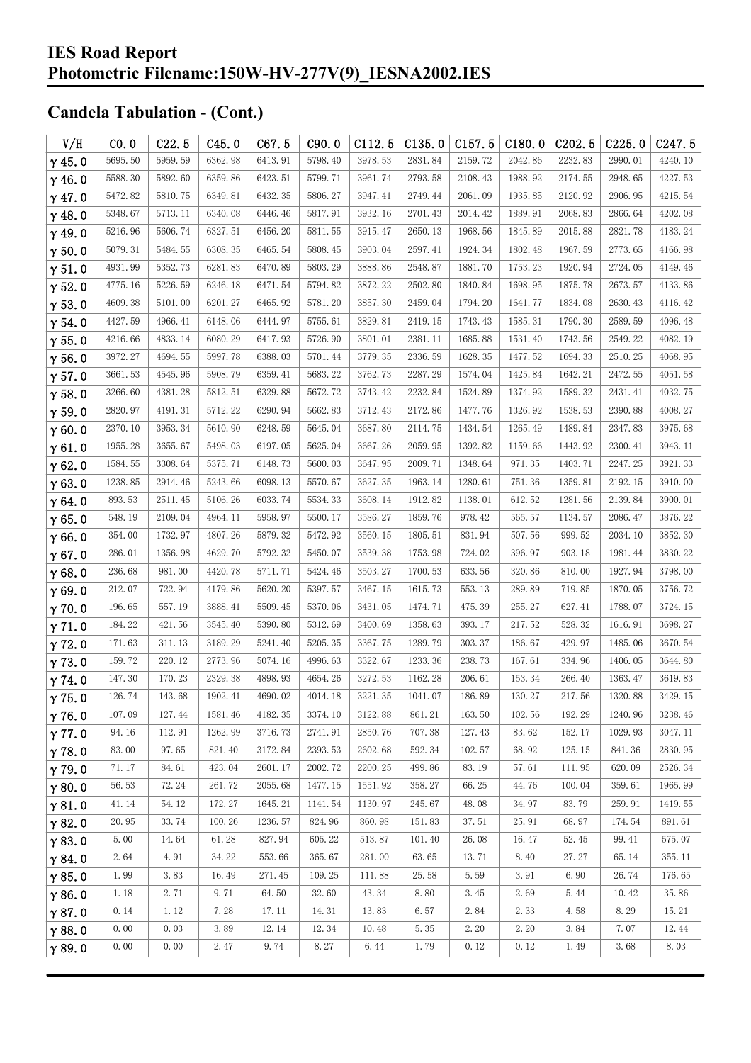# IES Road Report
# Photometric Filename:150W-HV-277V(9)_IESNA2002.IES

## Candela Tabulation - (Cont.)

| V/H | C0.0 | C22.5 | C45.0 | C67.5 | C90.0 | C112.5 | C135.0 | C157.5 | C180.0 | C202.5 | C225.0 | C247.5 |
|---|---|---|---|---|---|---|---|---|---|---|---|---|
| γ45.0 | 5695.50 | 5959.59 | 6362.98 | 6413.91 | 5798.40 | 3978.53 | 2831.84 | 2159.72 | 2042.86 | 2232.83 | 2990.01 | 4240.10 |
| γ46.0 | 5588.30 | 5892.60 | 6359.86 | 6423.51 | 5799.71 | 3961.74 | 2793.58 | 2108.43 | 1988.92 | 2174.55 | 2948.65 | 4227.53 |
| γ47.0 | 5472.82 | 5810.75 | 6349.81 | 6432.35 | 5806.27 | 3947.41 | 2749.44 | 2061.09 | 1935.85 | 2120.92 | 2906.95 | 4215.54 |
| γ48.0 | 5348.67 | 5713.11 | 6340.08 | 6446.46 | 5817.91 | 3932.16 | 2701.43 | 2014.42 | 1889.91 | 2068.83 | 2866.64 | 4202.08 |
| γ49.0 | 5216.96 | 5606.74 | 6327.51 | 6456.20 | 5811.55 | 3915.47 | 2650.13 | 1968.56 | 1845.89 | 2015.88 | 2821.78 | 4183.24 |
| γ50.0 | 5079.31 | 5484.55 | 6308.35 | 6465.54 | 5808.45 | 3903.04 | 2597.41 | 1924.34 | 1802.48 | 1967.59 | 2773.65 | 4166.98 |
| γ51.0 | 4931.99 | 5352.73 | 6281.83 | 6470.89 | 5803.29 | 3888.86 | 2548.87 | 1881.70 | 1753.23 | 1920.94 | 2724.05 | 4149.46 |
| γ52.0 | 4775.16 | 5226.59 | 6246.18 | 6471.54 | 5794.82 | 3872.22 | 2502.80 | 1840.84 | 1698.95 | 1875.78 | 2673.57 | 4133.86 |
| γ53.0 | 4609.38 | 5101.00 | 6201.27 | 6465.92 | 5781.20 | 3857.30 | 2459.04 | 1794.20 | 1641.77 | 1834.08 | 2630.43 | 4116.42 |
| γ54.0 | 4427.59 | 4966.41 | 6148.06 | 6444.97 | 5755.61 | 3829.81 | 2419.15 | 1743.43 | 1585.31 | 1790.30 | 2589.59 | 4096.48 |
| γ55.0 | 4216.66 | 4833.14 | 6080.29 | 6417.93 | 5726.90 | 3801.01 | 2381.11 | 1685.88 | 1531.40 | 1743.56 | 2549.22 | 4082.19 |
| γ56.0 | 3972.27 | 4694.55 | 5997.78 | 6388.03 | 5701.44 | 3779.35 | 2336.59 | 1628.35 | 1477.52 | 1694.33 | 2510.25 | 4068.95 |
| γ57.0 | 3661.53 | 4545.96 | 5908.79 | 6359.41 | 5683.22 | 3762.73 | 2287.29 | 1574.04 | 1425.84 | 1642.21 | 2472.55 | 4051.58 |
| γ58.0 | 3266.60 | 4381.28 | 5812.51 | 6329.88 | 5672.72 | 3743.42 | 2232.84 | 1524.89 | 1374.92 | 1589.32 | 2431.41 | 4032.75 |
| γ59.0 | 2820.97 | 4191.31 | 5712.22 | 6290.94 | 5662.83 | 3712.43 | 2172.86 | 1477.76 | 1326.92 | 1538.53 | 2390.88 | 4008.27 |
| γ60.0 | 2370.10 | 3953.34 | 5610.90 | 6248.59 | 5645.04 | 3687.80 | 2114.75 | 1434.54 | 1265.49 | 1489.84 | 2347.83 | 3975.68 |
| γ61.0 | 1955.28 | 3655.67 | 5498.03 | 6197.05 | 5625.04 | 3667.26 | 2059.95 | 1392.82 | 1159.66 | 1443.92 | 2300.41 | 3943.11 |
| γ62.0 | 1584.55 | 3308.64 | 5375.71 | 6148.73 | 5600.03 | 3647.95 | 2009.71 | 1348.64 | 971.35 | 1403.71 | 2247.25 | 3921.33 |
| γ63.0 | 1238.85 | 2914.46 | 5243.66 | 6098.13 | 5570.67 | 3627.35 | 1963.14 | 1280.61 | 751.36 | 1359.81 | 2192.15 | 3910.00 |
| γ64.0 | 893.53 | 2511.45 | 5106.26 | 6033.74 | 5534.33 | 3608.14 | 1912.82 | 1138.01 | 612.52 | 1281.56 | 2139.84 | 3900.01 |
| γ65.0 | 548.19 | 2109.04 | 4964.11 | 5958.97 | 5500.17 | 3586.27 | 1859.76 | 978.42 | 565.57 | 1134.57 | 2086.47 | 3876.22 |
| γ66.0 | 354.00 | 1732.97 | 4807.26 | 5879.32 | 5472.92 | 3560.15 | 1805.51 | 831.94 | 507.56 | 999.52 | 2034.10 | 3852.30 |
| γ67.0 | 286.01 | 1356.98 | 4629.70 | 5792.32 | 5450.07 | 3539.38 | 1753.98 | 724.02 | 396.97 | 903.18 | 1981.44 | 3830.22 |
| γ68.0 | 236.68 | 981.00 | 4420.78 | 5711.71 | 5424.46 | 3503.27 | 1700.53 | 633.56 | 320.86 | 810.00 | 1927.94 | 3798.00 |
| γ69.0 | 212.07 | 722.94 | 4179.86 | 5620.20 | 5397.57 | 3467.15 | 1615.73 | 553.13 | 289.89 | 719.85 | 1870.05 | 3756.72 |
| γ70.0 | 196.65 | 557.19 | 3888.41 | 5509.45 | 5370.06 | 3431.05 | 1474.71 | 475.39 | 255.27 | 627.41 | 1788.07 | 3724.15 |
| γ71.0 | 184.22 | 421.56 | 3545.40 | 5390.80 | 5312.69 | 3400.69 | 1358.63 | 393.17 | 217.52 | 528.32 | 1616.91 | 3698.27 |
| γ72.0 | 171.63 | 311.13 | 3189.29 | 5241.40 | 5205.35 | 3367.75 | 1289.79 | 303.37 | 186.67 | 429.97 | 1485.06 | 3670.54 |
| γ73.0 | 159.72 | 220.12 | 2773.96 | 5074.16 | 4996.63 | 3322.67 | 1233.36 | 238.73 | 167.61 | 334.96 | 1406.05 | 3644.80 |
| γ74.0 | 147.30 | 170.23 | 2329.38 | 4898.93 | 4654.26 | 3272.53 | 1162.28 | 206.61 | 153.34 | 266.40 | 1363.47 | 3619.83 |
| γ75.0 | 126.74 | 143.68 | 1902.41 | 4690.02 | 4014.18 | 3221.35 | 1041.07 | 186.89 | 130.27 | 217.56 | 1320.88 | 3429.15 |
| γ76.0 | 107.09 | 127.44 | 1581.46 | 4182.35 | 3374.10 | 3122.88 | 861.21 | 163.50 | 102.56 | 192.29 | 1240.96 | 3238.46 |
| γ77.0 | 94.16 | 112.91 | 1262.99 | 3716.73 | 2741.91 | 2850.76 | 707.38 | 127.43 | 83.62 | 152.17 | 1029.93 | 3047.11 |
| γ78.0 | 83.00 | 97.65 | 821.40 | 3172.84 | 2393.53 | 2602.68 | 592.34 | 102.57 | 68.92 | 125.15 | 841.36 | 2830.95 |
| γ79.0 | 71.17 | 84.61 | 423.04 | 2601.17 | 2002.72 | 2200.25 | 499.86 | 83.19 | 57.61 | 111.95 | 620.09 | 2526.34 |
| γ80.0 | 56.53 | 72.24 | 261.72 | 2055.68 | 1477.15 | 1551.92 | 358.27 | 66.25 | 44.76 | 100.04 | 359.61 | 1965.99 |
| γ81.0 | 41.14 | 54.12 | 172.27 | 1645.21 | 1141.54 | 1130.97 | 245.67 | 48.08 | 34.97 | 83.79 | 259.91 | 1419.55 |
| γ82.0 | 20.95 | 33.74 | 100.26 | 1236.57 | 824.96 | 860.98 | 151.83 | 37.51 | 25.91 | 68.97 | 174.54 | 891.61 |
| γ83.0 | 5.00 | 14.64 | 61.28 | 827.94 | 605.22 | 513.87 | 101.40 | 26.08 | 16.47 | 52.45 | 99.41 | 575.07 |
| γ84.0 | 2.64 | 4.91 | 34.22 | 553.66 | 365.67 | 281.00 | 63.65 | 13.71 | 8.40 | 27.27 | 65.14 | 355.11 |
| γ85.0 | 1.99 | 3.83 | 16.49 | 271.45 | 109.25 | 111.88 | 25.58 | 5.59 | 3.91 | 6.90 | 26.74 | 176.65 |
| γ86.0 | 1.18 | 2.71 | 9.71 | 64.50 | 32.60 | 43.34 | 8.80 | 3.45 | 2.69 | 5.44 | 10.42 | 35.86 |
| γ87.0 | 0.14 | 1.12 | 7.28 | 17.11 | 14.31 | 13.83 | 6.57 | 2.84 | 2.33 | 4.58 | 8.29 | 15.21 |
| γ88.0 | 0.00 | 0.03 | 3.89 | 12.14 | 12.34 | 10.48 | 5.35 | 2.20 | 2.20 | 3.84 | 7.07 | 12.44 |
| γ89.0 | 0.00 | 0.00 | 2.47 | 9.74 | 8.27 | 6.44 | 1.79 | 0.12 | 0.12 | 1.49 | 3.68 | 8.03 |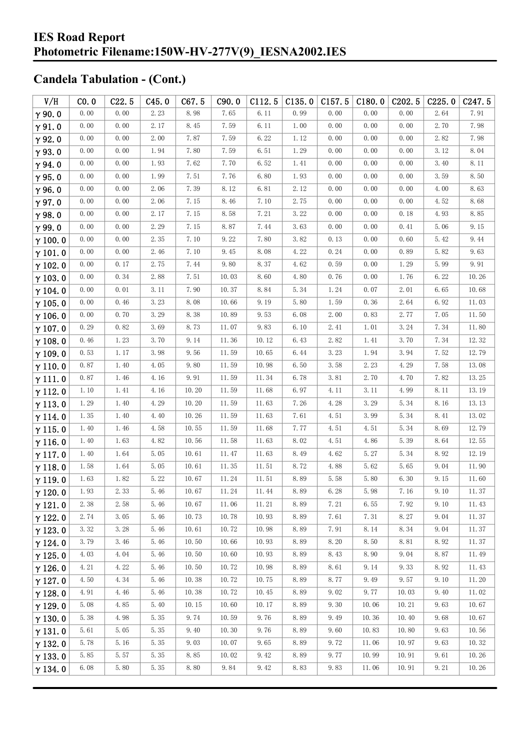**IES Road Report**
**Photometric Filename:150W-HV-277V(9)_IESNA2002.IES**

## Candela Tabulation - (Cont.)

| V/H | C0.0 | C22.5 | C45.0 | C67.5 | C90.0 | C112.5 | C135.0 | C157.5 | C180.0 | C202.5 | C225.0 | C247.5 |
|---|---|---|---|---|---|---|---|---|---|---|---|---|
| γ 90.0 | 0.00 | 0.00 | 2.23 | 8.98 | 7.65 | 6.11 | 0.99 | 0.00 | 0.00 | 0.00 | 2.64 | 7.91 |
| γ 91.0 | 0.00 | 0.00 | 2.17 | 8.45 | 7.59 | 6.11 | 1.00 | 0.00 | 0.00 | 0.00 | 2.70 | 7.98 |
| γ 92.0 | 0.00 | 0.00 | 2.00 | 7.87 | 7.59 | 6.22 | 1.12 | 0.00 | 0.00 | 0.00 | 2.82 | 7.98 |
| γ 93.0 | 0.00 | 0.00 | 1.94 | 7.80 | 7.59 | 6.51 | 1.29 | 0.00 | 0.00 | 0.00 | 3.12 | 8.04 |
| γ 94.0 | 0.00 | 0.00 | 1.93 | 7.62 | 7.70 | 6.52 | 1.41 | 0.00 | 0.00 | 0.00 | 3.40 | 8.11 |
| γ 95.0 | 0.00 | 0.00 | 1.99 | 7.51 | 7.76 | 6.80 | 1.93 | 0.00 | 0.00 | 0.00 | 3.59 | 8.50 |
| γ 96.0 | 0.00 | 0.00 | 2.06 | 7.39 | 8.12 | 6.81 | 2.12 | 0.00 | 0.00 | 0.00 | 4.00 | 8.63 |
| γ 97.0 | 0.00 | 0.00 | 2.06 | 7.15 | 8.46 | 7.10 | 2.75 | 0.00 | 0.00 | 0.00 | 4.52 | 8.68 |
| γ 98.0 | 0.00 | 0.00 | 2.17 | 7.15 | 8.58 | 7.21 | 3.22 | 0.00 | 0.00 | 0.18 | 4.93 | 8.85 |
| γ 99.0 | 0.00 | 0.00 | 2.29 | 7.15 | 8.87 | 7.44 | 3.63 | 0.00 | 0.00 | 0.41 | 5.06 | 9.15 |
| γ 100.0 | 0.00 | 0.00 | 2.35 | 7.10 | 9.22 | 7.80 | 3.82 | 0.13 | 0.00 | 0.60 | 5.42 | 9.44 |
| γ 101.0 | 0.00 | 0.00 | 2.46 | 7.10 | 9.45 | 8.08 | 4.22 | 0.24 | 0.00 | 0.89 | 5.82 | 9.63 |
| γ 102.0 | 0.00 | 0.17 | 2.75 | 7.44 | 9.80 | 8.37 | 4.62 | 0.59 | 0.00 | 1.29 | 5.99 | 9.91 |
| γ 103.0 | 0.00 | 0.34 | 2.88 | 7.51 | 10.03 | 8.60 | 4.80 | 0.76 | 0.00 | 1.76 | 6.22 | 10.26 |
| γ 104.0 | 0.00 | 0.01 | 3.11 | 7.90 | 10.37 | 8.84 | 5.34 | 1.24 | 0.07 | 2.01 | 6.65 | 10.68 |
| γ 105.0 | 0.00 | 0.46 | 3.23 | 8.08 | 10.66 | 9.19 | 5.80 | 1.59 | 0.36 | 2.64 | 6.92 | 11.03 |
| γ 106.0 | 0.00 | 0.70 | 3.29 | 8.38 | 10.89 | 9.53 | 6.08 | 2.00 | 0.83 | 2.77 | 7.05 | 11.50 |
| γ 107.0 | 0.29 | 0.82 | 3.69 | 8.73 | 11.07 | 9.83 | 6.10 | 2.41 | 1.01 | 3.24 | 7.34 | 11.80 |
| γ 108.0 | 0.46 | 1.23 | 3.70 | 9.14 | 11.36 | 10.12 | 6.43 | 2.82 | 1.41 | 3.70 | 7.34 | 12.32 |
| γ 109.0 | 0.53 | 1.17 | 3.98 | 9.56 | 11.59 | 10.65 | 6.44 | 3.23 | 1.94 | 3.94 | 7.52 | 12.79 |
| γ 110.0 | 0.87 | 1.40 | 4.05 | 9.80 | 11.59 | 10.98 | 6.50 | 3.58 | 2.23 | 4.29 | 7.58 | 13.08 |
| γ 111.0 | 0.87 | 1.46 | 4.16 | 9.91 | 11.59 | 11.34 | 6.78 | 3.81 | 2.70 | 4.70 | 7.82 | 13.25 |
| γ 112.0 | 1.10 | 1.41 | 4.16 | 10.20 | 11.59 | 11.68 | 6.97 | 4.11 | 3.11 | 4.99 | 8.11 | 13.19 |
| γ 113.0 | 1.29 | 1.40 | 4.29 | 10.20 | 11.59 | 11.63 | 7.26 | 4.28 | 3.29 | 5.34 | 8.16 | 13.13 |
| γ 114.0 | 1.35 | 1.40 | 4.40 | 10.26 | 11.59 | 11.63 | 7.61 | 4.51 | 3.99 | 5.34 | 8.41 | 13.02 |
| γ 115.0 | 1.40 | 1.46 | 4.58 | 10.55 | 11.59 | 11.68 | 7.77 | 4.51 | 4.51 | 5.34 | 8.69 | 12.79 |
| γ 116.0 | 1.40 | 1.63 | 4.82 | 10.56 | 11.58 | 11.63 | 8.02 | 4.51 | 4.86 | 5.39 | 8.64 | 12.55 |
| γ 117.0 | 1.40 | 1.64 | 5.05 | 10.61 | 11.47 | 11.63 | 8.49 | 4.62 | 5.27 | 5.34 | 8.92 | 12.19 |
| γ 118.0 | 1.58 | 1.64 | 5.05 | 10.61 | 11.35 | 11.51 | 8.72 | 4.88 | 5.62 | 5.65 | 9.04 | 11.90 |
| γ 119.0 | 1.63 | 1.82 | 5.22 | 10.67 | 11.24 | 11.51 | 8.89 | 5.58 | 5.80 | 6.30 | 9.15 | 11.60 |
| γ 120.0 | 1.93 | 2.33 | 5.46 | 10.67 | 11.24 | 11.44 | 8.89 | 6.28 | 5.98 | 7.16 | 9.10 | 11.37 |
| γ 121.0 | 2.38 | 2.58 | 5.46 | 10.67 | 11.06 | 11.21 | 8.89 | 7.21 | 6.55 | 7.92 | 9.10 | 11.43 |
| γ 122.0 | 2.74 | 3.05 | 5.46 | 10.73 | 10.78 | 10.93 | 8.89 | 7.61 | 7.31 | 8.27 | 9.04 | 11.37 |
| γ 123.0 | 3.32 | 3.28 | 5.46 | 10.61 | 10.72 | 10.98 | 8.89 | 7.91 | 8.14 | 8.34 | 9.04 | 11.37 |
| γ 124.0 | 3.79 | 3.46 | 5.46 | 10.50 | 10.66 | 10.93 | 8.89 | 8.20 | 8.50 | 8.81 | 8.92 | 11.37 |
| γ 125.0 | 4.03 | 4.04 | 5.46 | 10.50 | 10.60 | 10.93 | 8.89 | 8.43 | 8.90 | 9.04 | 8.87 | 11.49 |
| γ 126.0 | 4.21 | 4.22 | 5.46 | 10.50 | 10.72 | 10.98 | 8.89 | 8.61 | 9.14 | 9.33 | 8.92 | 11.43 |
| γ 127.0 | 4.50 | 4.34 | 5.46 | 10.38 | 10.72 | 10.75 | 8.89 | 8.77 | 9.49 | 9.57 | 9.10 | 11.20 |
| γ 128.0 | 4.91 | 4.46 | 5.46 | 10.38 | 10.72 | 10.45 | 8.89 | 9.02 | 9.77 | 10.03 | 9.40 | 11.02 |
| γ 129.0 | 5.08 | 4.85 | 5.40 | 10.15 | 10.60 | 10.17 | 8.89 | 9.30 | 10.06 | 10.21 | 9.63 | 10.67 |
| γ 130.0 | 5.38 | 4.98 | 5.35 | 9.74 | 10.59 | 9.76 | 8.89 | 9.49 | 10.36 | 10.40 | 9.68 | 10.67 |
| γ 131.0 | 5.61 | 5.05 | 5.35 | 9.40 | 10.30 | 9.76 | 8.89 | 9.60 | 10.83 | 10.80 | 9.63 | 10.56 |
| γ 132.0 | 5.78 | 5.16 | 5.35 | 9.03 | 10.07 | 9.65 | 8.89 | 9.72 | 11.06 | 10.97 | 9.63 | 10.32 |
| γ 133.0 | 5.85 | 5.57 | 5.35 | 8.85 | 10.02 | 9.42 | 8.89 | 9.77 | 10.99 | 10.91 | 9.61 | 10.26 |
| γ 134.0 | 6.08 | 5.80 | 5.35 | 8.80 | 9.84 | 9.42 | 8.83 | 9.83 | 11.06 | 10.91 | 9.21 | 10.26 |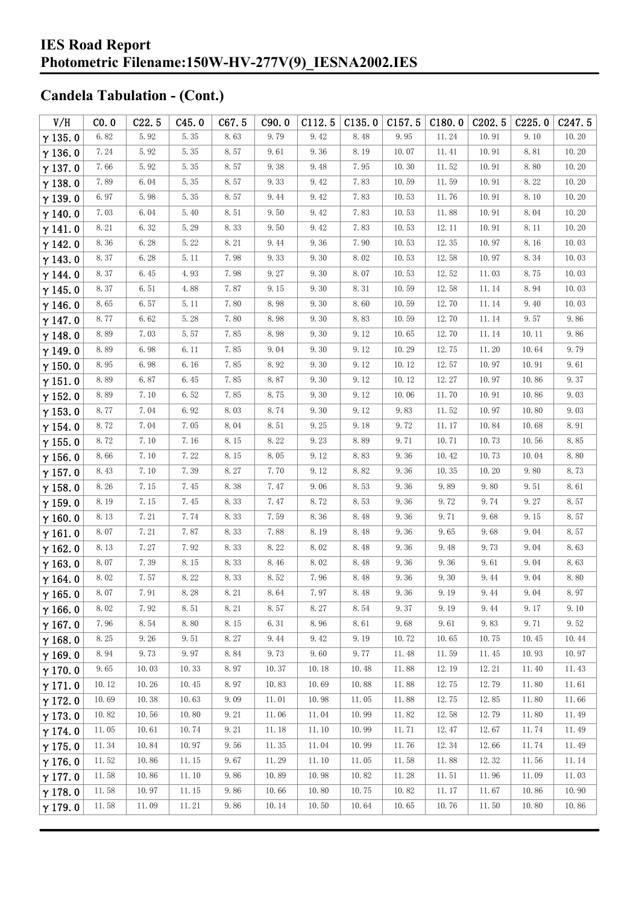## Candela Tabulation - (Cont.)

| V/H | C0.0 | C22.5 | C45.0 | C67.5 | C90.0 | C112.5 | C135.0 | C157.5 | C180.0 | C202.5 | C225.0 | C247.5 |
|---|---|---|---|---|---|---|---|---|---|---|---|---|
| γ 135.0 | 6.82 | 5.92 | 5.35 | 8.63 | 9.79 | 9.42 | 8.48 | 9.95 | 11.24 | 10.91 | 9.10 | 10.20 |
| γ 136.0 | 7.24 | 5.92 | 5.35 | 8.57 | 9.61 | 9.36 | 8.19 | 10.07 | 11.41 | 10.91 | 8.81 | 10.20 |
| γ 137.0 | 7.66 | 5.92 | 5.35 | 8.57 | 9.38 | 9.48 | 7.95 | 10.30 | 11.52 | 10.91 | 8.80 | 10.20 |
| γ 138.0 | 7.89 | 6.04 | 5.35 | 8.57 | 9.33 | 9.42 | 7.83 | 10.59 | 11.59 | 10.91 | 8.22 | 10.20 |
| γ 139.0 | 6.97 | 5.98 | 5.35 | 8.57 | 9.44 | 9.42 | 7.83 | 10.53 | 11.76 | 10.91 | 8.10 | 10.20 |
| γ 140.0 | 7.03 | 6.04 | 5.40 | 8.51 | 9.50 | 9.42 | 7.83 | 10.53 | 11.88 | 10.91 | 8.04 | 10.20 |
| γ 141.0 | 8.21 | 6.32 | 5.29 | 8.33 | 9.50 | 9.42 | 7.83 | 10.53 | 12.11 | 10.91 | 8.11 | 10.20 |
| γ 142.0 | 8.36 | 6.28 | 5.22 | 8.21 | 9.44 | 9.36 | 7.90 | 10.53 | 12.35 | 10.97 | 8.16 | 10.03 |
| γ 143.0 | 8.37 | 6.28 | 5.11 | 7.98 | 9.33 | 9.30 | 8.02 | 10.53 | 12.58 | 10.97 | 8.34 | 10.03 |
| γ 144.0 | 8.37 | 6.45 | 4.93 | 7.98 | 9.27 | 9.30 | 8.07 | 10.53 | 12.52 | 11.03 | 8.75 | 10.03 |
| γ 145.0 | 8.37 | 6.51 | 4.88 | 7.87 | 9.15 | 9.30 | 8.31 | 10.59 | 12.58 | 11.14 | 8.94 | 10.03 |
| γ 146.0 | 8.65 | 6.57 | 5.11 | 7.80 | 8.98 | 9.30 | 8.60 | 10.59 | 12.70 | 11.14 | 9.40 | 10.03 |
| γ 147.0 | 8.77 | 6.62 | 5.28 | 7.80 | 8.98 | 9.30 | 8.83 | 10.59 | 12.70 | 11.14 | 9.57 | 9.86 |
| γ 148.0 | 8.89 | 7.03 | 5.57 | 7.85 | 8.98 | 9.30 | 9.12 | 10.65 | 12.70 | 11.14 | 10.11 | 9.86 |
| γ 149.0 | 8.89 | 6.98 | 6.11 | 7.85 | 9.04 | 9.30 | 9.12 | 10.29 | 12.75 | 11.20 | 10.64 | 9.79 |
| γ 150.0 | 8.95 | 6.98 | 6.16 | 7.85 | 8.92 | 9.30 | 9.12 | 10.12 | 12.57 | 10.97 | 10.91 | 9.61 |
| γ 151.0 | 8.89 | 6.87 | 6.45 | 7.85 | 8.87 | 9.30 | 9.12 | 10.12 | 12.27 | 10.97 | 10.86 | 9.37 |
| γ 152.0 | 8.89 | 7.10 | 6.52 | 7.85 | 8.75 | 9.30 | 9.12 | 10.06 | 11.70 | 10.91 | 10.86 | 9.03 |
| γ 153.0 | 8.77 | 7.04 | 6.92 | 8.03 | 8.74 | 9.30 | 9.12 | 9.83 | 11.52 | 10.97 | 10.80 | 9.03 |
| γ 154.0 | 8.72 | 7.04 | 7.05 | 8.04 | 8.51 | 9.25 | 9.18 | 9.72 | 11.17 | 10.84 | 10.68 | 8.91 |
| γ 155.0 | 8.72 | 7.10 | 7.16 | 8.15 | 8.22 | 9.23 | 8.89 | 9.71 | 10.71 | 10.73 | 10.56 | 8.85 |
| γ 156.0 | 8.66 | 7.10 | 7.22 | 8.15 | 8.05 | 9.12 | 8.83 | 9.36 | 10.42 | 10.73 | 10.04 | 8.80 |
| γ 157.0 | 8.43 | 7.10 | 7.39 | 8.27 | 7.70 | 9.12 | 8.82 | 9.36 | 10.35 | 10.20 | 9.80 | 8.73 |
| γ 158.0 | 8.26 | 7.15 | 7.45 | 8.38 | 7.47 | 9.06 | 8.53 | 9.36 | 9.89 | 9.80 | 9.51 | 8.61 |
| γ 159.0 | 8.19 | 7.15 | 7.45 | 8.33 | 7.47 | 8.72 | 8.53 | 9.36 | 9.72 | 9.74 | 9.27 | 8.57 |
| γ 160.0 | 8.13 | 7.21 | 7.74 | 8.33 | 7.59 | 8.36 | 8.48 | 9.36 | 9.71 | 9.68 | 9.15 | 8.57 |
| γ 161.0 | 8.07 | 7.21 | 7.87 | 8.33 | 7.88 | 8.19 | 8.48 | 9.36 | 9.65 | 9.68 | 9.04 | 8.57 |
| γ 162.0 | 8.13 | 7.27 | 7.92 | 8.33 | 8.22 | 8.02 | 8.48 | 9.36 | 9.48 | 9.73 | 9.04 | 8.63 |
| γ 163.0 | 8.07 | 7.39 | 8.15 | 8.33 | 8.46 | 8.02 | 8.48 | 9.36 | 9.36 | 9.61 | 9.04 | 8.63 |
| γ 164.0 | 8.02 | 7.57 | 8.22 | 8.33 | 8.52 | 7.96 | 8.48 | 9.36 | 9.30 | 9.44 | 9.04 | 8.80 |
| γ 165.0 | 8.07 | 7.91 | 8.28 | 8.21 | 8.64 | 7.97 | 8.48 | 9.36 | 9.19 | 9.44 | 9.04 | 8.97 |
| γ 166.0 | 8.02 | 7.92 | 8.51 | 8.21 | 8.57 | 8.27 | 8.54 | 9.37 | 9.19 | 9.44 | 9.17 | 9.10 |
| γ 167.0 | 7.96 | 8.54 | 8.80 | 8.15 | 6.31 | 8.96 | 8.61 | 9.68 | 9.61 | 9.83 | 9.71 | 9.52 |
| γ 168.0 | 8.25 | 9.26 | 9.51 | 8.27 | 9.44 | 9.42 | 9.19 | 10.72 | 10.65 | 10.75 | 10.45 | 10.44 |
| γ 169.0 | 8.94 | 9.73 | 9.97 | 8.84 | 9.73 | 9.60 | 9.77 | 11.48 | 11.59 | 11.45 | 10.93 | 10.97 |
| γ 170.0 | 9.65 | 10.03 | 10.33 | 8.97 | 10.37 | 10.18 | 10.48 | 11.88 | 12.19 | 12.21 | 11.40 | 11.43 |
| γ 171.0 | 10.12 | 10.26 | 10.45 | 8.97 | 10.83 | 10.69 | 10.88 | 11.88 | 12.75 | 12.79 | 11.80 | 11.61 |
| γ 172.0 | 10.69 | 10.38 | 10.63 | 9.09 | 11.01 | 10.98 | 11.05 | 11.88 | 12.75 | 12.85 | 11.80 | 11.66 |
| γ 173.0 | 10.82 | 10.56 | 10.80 | 9.21 | 11.06 | 11.04 | 10.99 | 11.82 | 12.58 | 12.79 | 11.80 | 11.49 |
| γ 174.0 | 11.05 | 10.61 | 10.74 | 9.21 | 11.18 | 11.10 | 10.99 | 11.71 | 12.47 | 12.67 | 11.74 | 11.49 |
| γ 175.0 | 11.34 | 10.84 | 10.97 | 9.56 | 11.35 | 11.04 | 10.99 | 11.76 | 12.34 | 12.66 | 11.74 | 11.49 |
| γ 176.0 | 11.52 | 10.86 | 11.15 | 9.67 | 11.29 | 11.10 | 11.05 | 11.58 | 11.88 | 12.32 | 11.56 | 11.14 |
| γ 177.0 | 11.58 | 10.86 | 11.10 | 9.86 | 10.89 | 10.98 | 10.82 | 11.28 | 11.51 | 11.96 | 11.09 | 11.03 |
| γ 178.0 | 11.58 | 10.97 | 11.15 | 9.86 | 10.66 | 10.80 | 10.75 | 10.82 | 11.17 | 11.67 | 10.86 | 10.90 |
| γ 179.0 | 11.58 | 11.09 | 11.21 | 9.86 | 10.14 | 10.50 | 10.64 | 10.65 | 10.76 | 11.50 | 10.80 | 10.86 |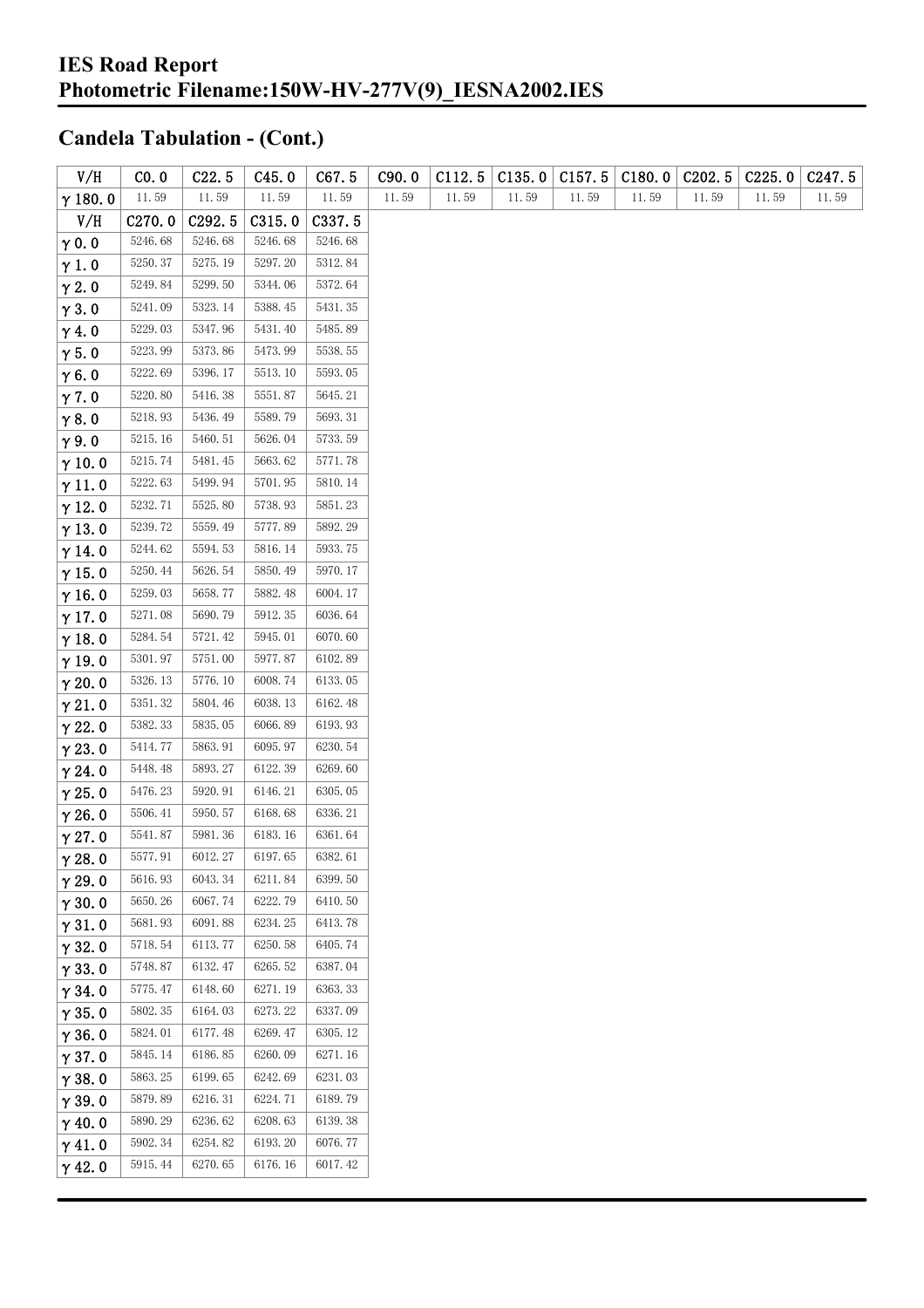# IES Road Report
# Photometric Filename:150W-HV-277V(9)_IESNA2002.IES

## Candela Tabulation - (Cont.)

| V/H | C0.0 | C22.5 | C45.0 | C67.5 | C90.0 | C112.5 | C135.0 | C157.5 | C180.0 | C202.5 | C225.0 | C247.5 |
|---|---|---|---|---|---|---|---|---|---|---|---|---|
| γ 180.0 | 11.59 | 11.59 | 11.59 | 11.59 | 11.59 | 11.59 | 11.59 | 11.59 | 11.59 | 11.59 | 11.59 | 11.59 |

| V/H | C270.0 | C292.5 | C315.0 | C337.5 |
|---|---|---|---|---|
| γ 0.0 | 5246.68 | 5246.68 | 5246.68 | 5246.68 |
| γ 1.0 | 5250.37 | 5275.19 | 5297.20 | 5312.84 |
| γ 2.0 | 5249.84 | 5299.50 | 5344.06 | 5372.64 |
| γ 3.0 | 5241.09 | 5323.14 | 5388.45 | 5431.35 |
| γ 4.0 | 5229.03 | 5347.96 | 5431.40 | 5485.89 |
| γ 5.0 | 5223.99 | 5373.86 | 5473.99 | 5538.55 |
| γ 6.0 | 5222.69 | 5396.17 | 5513.10 | 5593.05 |
| γ 7.0 | 5220.80 | 5416.38 | 5551.87 | 5645.21 |
| γ 8.0 | 5218.93 | 5436.49 | 5589.79 | 5693.31 |
| γ 9.0 | 5215.16 | 5460.51 | 5626.04 | 5733.59 |
| γ 10.0 | 5215.74 | 5481.45 | 5663.62 | 5771.78 |
| γ 11.0 | 5222.63 | 5499.94 | 5701.95 | 5810.14 |
| γ 12.0 | 5232.71 | 5525.80 | 5738.93 | 5851.23 |
| γ 13.0 | 5239.72 | 5559.49 | 5777.89 | 5892.29 |
| γ 14.0 | 5244.62 | 5594.53 | 5816.14 | 5933.75 |
| γ 15.0 | 5250.44 | 5626.54 | 5850.49 | 5970.17 |
| γ 16.0 | 5259.03 | 5658.77 | 5882.48 | 6004.17 |
| γ 17.0 | 5271.08 | 5690.79 | 5912.35 | 6036.64 |
| γ 18.0 | 5284.54 | 5721.42 | 5945.01 | 6070.60 |
| γ 19.0 | 5301.97 | 5751.00 | 5977.87 | 6102.89 |
| γ 20.0 | 5326.13 | 5776.10 | 6008.74 | 6133.05 |
| γ 21.0 | 5351.32 | 5804.46 | 6038.13 | 6162.48 |
| γ 22.0 | 5382.33 | 5835.05 | 6066.89 | 6193.93 |
| γ 23.0 | 5414.77 | 5863.91 | 6095.97 | 6230.54 |
| γ 24.0 | 5448.48 | 5893.27 | 6122.39 | 6269.60 |
| γ 25.0 | 5476.23 | 5920.91 | 6146.21 | 6305.05 |
| γ 26.0 | 5506.41 | 5950.57 | 6168.68 | 6336.21 |
| γ 27.0 | 5541.87 | 5981.36 | 6183.16 | 6361.64 |
| γ 28.0 | 5577.91 | 6012.27 | 6197.65 | 6382.61 |
| γ 29.0 | 5616.93 | 6043.34 | 6211.84 | 6399.50 |
| γ 30.0 | 5650.26 | 6067.74 | 6222.79 | 6410.50 |
| γ 31.0 | 5681.93 | 6091.88 | 6234.25 | 6413.78 |
| γ 32.0 | 5718.54 | 6113.77 | 6250.58 | 6405.74 |
| γ 33.0 | 5748.87 | 6132.47 | 6265.52 | 6387.04 |
| γ 34.0 | 5775.47 | 6148.60 | 6271.19 | 6363.33 |
| γ 35.0 | 5802.35 | 6164.03 | 6273.22 | 6337.09 |
| γ 36.0 | 5824.01 | 6177.48 | 6269.47 | 6305.12 |
| γ 37.0 | 5845.14 | 6186.85 | 6260.09 | 6271.16 |
| γ 38.0 | 5863.25 | 6199.65 | 6242.69 | 6231.03 |
| γ 39.0 | 5879.89 | 6216.31 | 6224.71 | 6189.79 |
| γ 40.0 | 5890.29 | 6236.62 | 6208.63 | 6139.38 |
| γ 41.0 | 5902.34 | 6254.82 | 6193.20 | 6076.77 |
| γ 42.0 | 5915.44 | 6270.65 | 6176.16 | 6017.42 |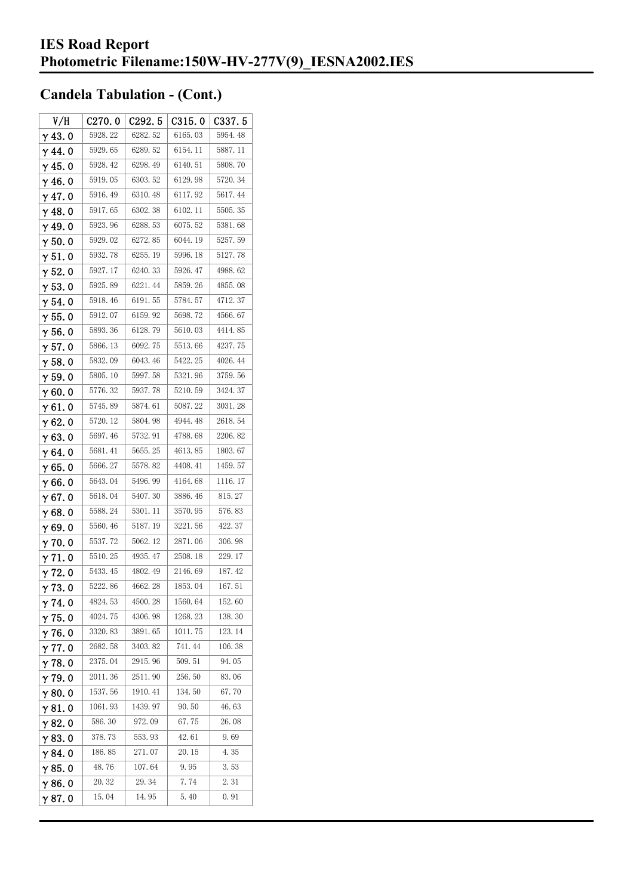# IES Road Report
# Photometric Filename:150W-HV-277V(9)_IESNA2002.IES

## Candela Tabulation - (Cont.)

| V/H | C270.0 | C292.5 | C315.0 | C337.5 |
|---|---|---|---|---|
| γ 43.0 | 5928.22 | 6282.52 | 6165.03 | 5954.48 |
| γ 44.0 | 5929.65 | 6289.52 | 6154.11 | 5887.11 |
| γ 45.0 | 5928.42 | 6298.49 | 6140.51 | 5808.70 |
| γ 46.0 | 5919.05 | 6303.52 | 6129.98 | 5720.34 |
| γ 47.0 | 5916.49 | 6310.48 | 6117.92 | 5617.44 |
| γ 48.0 | 5917.65 | 6302.38 | 6102.11 | 5505.35 |
| γ 49.0 | 5923.96 | 6288.53 | 6075.52 | 5381.68 |
| γ 50.0 | 5929.02 | 6272.85 | 6044.19 | 5257.59 |
| γ 51.0 | 5932.78 | 6255.19 | 5996.18 | 5127.78 |
| γ 52.0 | 5927.17 | 6240.33 | 5926.47 | 4988.62 |
| γ 53.0 | 5925.89 | 6221.44 | 5859.26 | 4855.08 |
| γ 54.0 | 5918.46 | 6191.55 | 5784.57 | 4712.37 |
| γ 55.0 | 5912.07 | 6159.92 | 5698.72 | 4566.67 |
| γ 56.0 | 5893.36 | 6128.79 | 5610.03 | 4414.85 |
| γ 57.0 | 5866.13 | 6092.75 | 5513.66 | 4237.75 |
| γ 58.0 | 5832.09 | 6043.46 | 5422.25 | 4026.44 |
| γ 59.0 | 5805.10 | 5997.58 | 5321.96 | 3759.56 |
| γ 60.0 | 5776.32 | 5937.78 | 5210.59 | 3424.37 |
| γ 61.0 | 5745.89 | 5874.61 | 5087.22 | 3031.28 |
| γ 62.0 | 5720.12 | 5804.98 | 4944.48 | 2618.54 |
| γ 63.0 | 5697.46 | 5732.91 | 4788.68 | 2206.82 |
| γ 64.0 | 5681.41 | 5655.25 | 4613.85 | 1803.67 |
| γ 65.0 | 5666.27 | 5578.82 | 4408.41 | 1459.57 |
| γ 66.0 | 5643.04 | 5496.99 | 4164.68 | 1116.17 |
| γ 67.0 | 5618.04 | 5407.30 | 3886.46 | 815.27 |
| γ 68.0 | 5588.24 | 5301.11 | 3570.95 | 576.83 |
| γ 69.0 | 5560.46 | 5187.19 | 3221.56 | 422.37 |
| γ 70.0 | 5537.72 | 5062.12 | 2871.06 | 306.98 |
| γ 71.0 | 5510.25 | 4935.47 | 2508.18 | 229.17 |
| γ 72.0 | 5433.45 | 4802.49 | 2146.69 | 187.42 |
| γ 73.0 | 5222.86 | 4662.28 | 1853.04 | 167.51 |
| γ 74.0 | 4824.53 | 4500.28 | 1560.64 | 152.60 |
| γ 75.0 | 4024.75 | 4306.98 | 1268.23 | 138.30 |
| γ 76.0 | 3320.83 | 3891.65 | 1011.75 | 123.14 |
| γ 77.0 | 2682.58 | 3403.82 | 741.44 | 106.38 |
| γ 78.0 | 2375.04 | 2915.96 | 509.51 | 94.05 |
| γ 79.0 | 2011.36 | 2511.90 | 256.50 | 83.06 |
| γ 80.0 | 1537.56 | 1910.41 | 134.50 | 67.70 |
| γ 81.0 | 1061.93 | 1439.97 | 90.50 | 46.63 |
| γ 82.0 | 586.30 | 972.09 | 67.75 | 26.08 |
| γ 83.0 | 378.73 | 553.93 | 42.61 | 9.69 |
| γ 84.0 | 186.85 | 271.07 | 20.15 | 4.35 |
| γ 85.0 | 48.76 | 107.64 | 9.95 | 3.53 |
| γ 86.0 | 20.32 | 29.34 | 7.74 | 2.31 |
| γ 87.0 | 15.04 | 14.95 | 5.40 | 0.91 |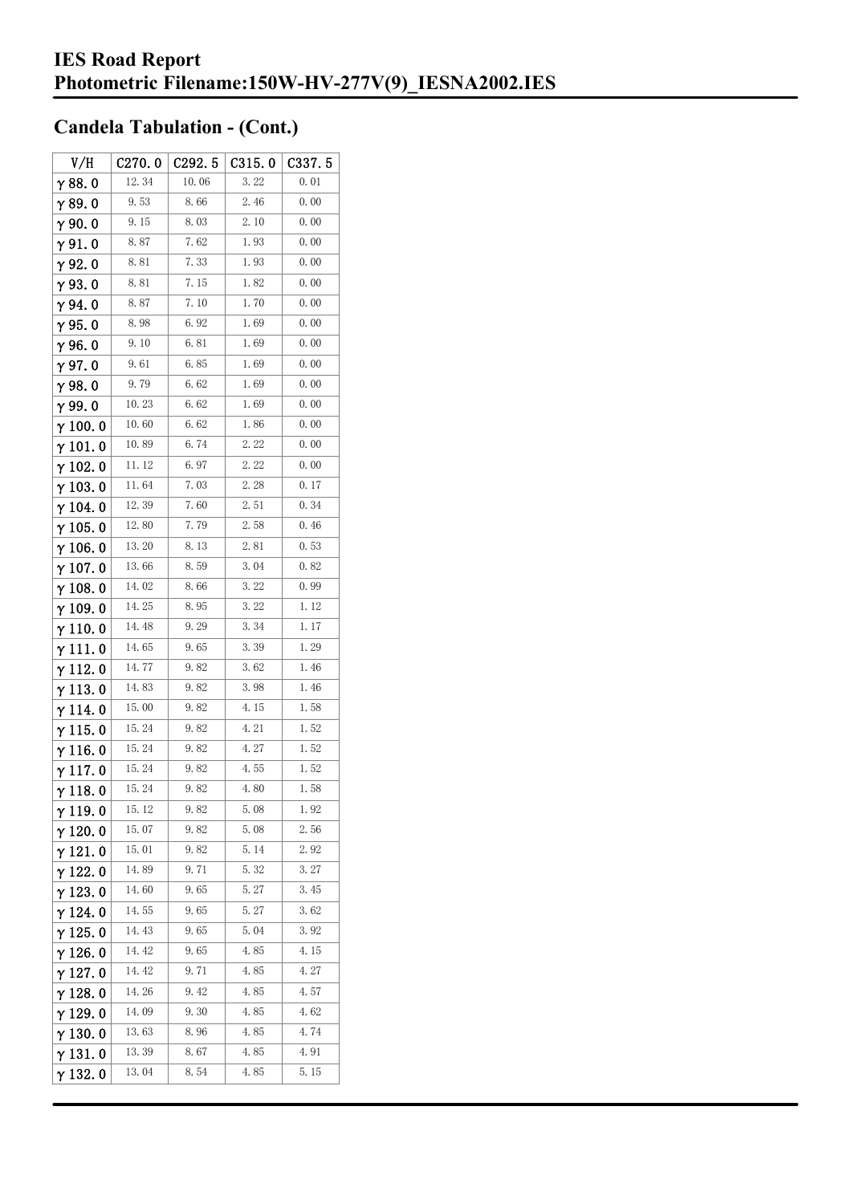# IES Road Report
# Photometric Filename:150W-HV-277V(9)_IESNA2002.IES

## Candela Tabulation - (Cont.)

| V/H | C270.0 | C292.5 | C315.0 | C337.5 |
|---|---|---|---|---|
| γ 88.0 | 12.34 | 10.06 | 3.22 | 0.01 |
| γ 89.0 | 9.53 | 8.66 | 2.46 | 0.00 |
| γ 90.0 | 9.15 | 8.03 | 2.10 | 0.00 |
| γ 91.0 | 8.87 | 7.62 | 1.93 | 0.00 |
| γ 92.0 | 8.81 | 7.33 | 1.93 | 0.00 |
| γ 93.0 | 8.81 | 7.15 | 1.82 | 0.00 |
| γ 94.0 | 8.87 | 7.10 | 1.70 | 0.00 |
| γ 95.0 | 8.98 | 6.92 | 1.69 | 0.00 |
| γ 96.0 | 9.10 | 6.81 | 1.69 | 0.00 |
| γ 97.0 | 9.61 | 6.85 | 1.69 | 0.00 |
| γ 98.0 | 9.79 | 6.62 | 1.69 | 0.00 |
| γ 99.0 | 10.23 | 6.62 | 1.69 | 0.00 |
| γ 100.0 | 10.60 | 6.62 | 1.86 | 0.00 |
| γ 101.0 | 10.89 | 6.74 | 2.22 | 0.00 |
| γ 102.0 | 11.12 | 6.97 | 2.22 | 0.00 |
| γ 103.0 | 11.64 | 7.03 | 2.28 | 0.17 |
| γ 104.0 | 12.39 | 7.60 | 2.51 | 0.34 |
| γ 105.0 | 12.80 | 7.79 | 2.58 | 0.46 |
| γ 106.0 | 13.20 | 8.13 | 2.81 | 0.53 |
| γ 107.0 | 13.66 | 8.59 | 3.04 | 0.82 |
| γ 108.0 | 14.02 | 8.66 | 3.22 | 0.99 |
| γ 109.0 | 14.25 | 8.95 | 3.22 | 1.12 |
| γ 110.0 | 14.48 | 9.29 | 3.34 | 1.17 |
| γ 111.0 | 14.65 | 9.65 | 3.39 | 1.29 |
| γ 112.0 | 14.77 | 9.82 | 3.62 | 1.46 |
| γ 113.0 | 14.83 | 9.82 | 3.98 | 1.46 |
| γ 114.0 | 15.00 | 9.82 | 4.15 | 1.58 |
| γ 115.0 | 15.24 | 9.82 | 4.21 | 1.52 |
| γ 116.0 | 15.24 | 9.82 | 4.27 | 1.52 |
| γ 117.0 | 15.24 | 9.82 | 4.55 | 1.52 |
| γ 118.0 | 15.24 | 9.82 | 4.80 | 1.58 |
| γ 119.0 | 15.12 | 9.82 | 5.08 | 1.92 |
| γ 120.0 | 15.07 | 9.82 | 5.08 | 2.56 |
| γ 121.0 | 15.01 | 9.82 | 5.14 | 2.92 |
| γ 122.0 | 14.89 | 9.71 | 5.32 | 3.27 |
| γ 123.0 | 14.60 | 9.65 | 5.27 | 3.45 |
| γ 124.0 | 14.55 | 9.65 | 5.27 | 3.62 |
| γ 125.0 | 14.43 | 9.65 | 5.04 | 3.92 |
| γ 126.0 | 14.42 | 9.65 | 4.85 | 4.15 |
| γ 127.0 | 14.42 | 9.71 | 4.85 | 4.27 |
| γ 128.0 | 14.26 | 9.42 | 4.85 | 4.57 |
| γ 129.0 | 14.09 | 9.30 | 4.85 | 4.62 |
| γ 130.0 | 13.63 | 8.96 | 4.85 | 4.74 |
| γ 131.0 | 13.39 | 8.67 | 4.85 | 4.91 |
| γ 132.0 | 13.04 | 8.54 | 4.85 | 5.15 |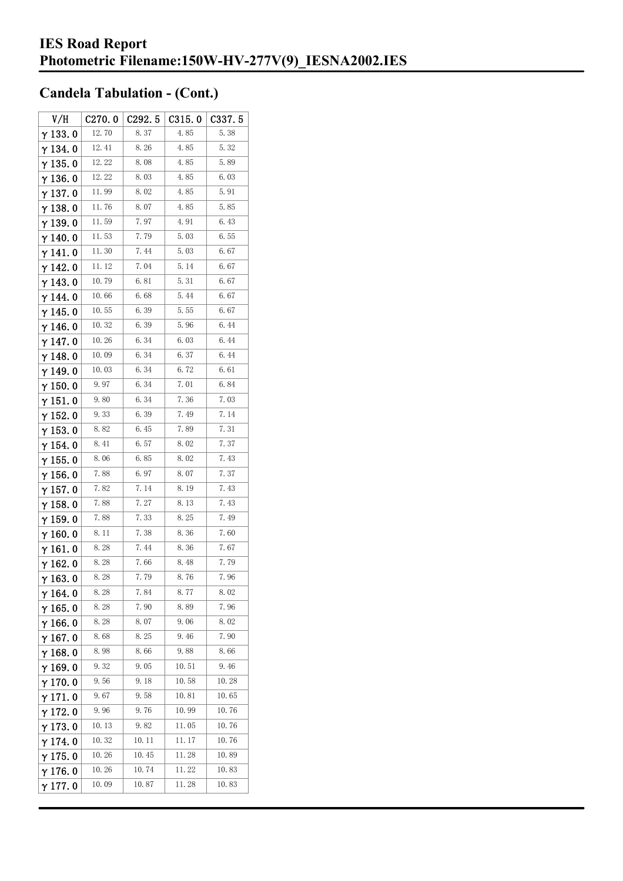# IES Road Report
# Photometric Filename:150W-HV-277V(9)_IESNA2002.IES

## Candela Tabulation - (Cont.)

| V/H | C270.0 | C292.5 | C315.0 | C337.5 |
|---|---|---|---|---|
| γ 133.0 | 12.70 | 8.37 | 4.85 | 5.38 |
| γ 134.0 | 12.41 | 8.26 | 4.85 | 5.32 |
| γ 135.0 | 12.22 | 8.08 | 4.85 | 5.89 |
| γ 136.0 | 12.22 | 8.03 | 4.85 | 6.03 |
| γ 137.0 | 11.99 | 8.02 | 4.85 | 5.91 |
| γ 138.0 | 11.76 | 8.07 | 4.85 | 5.85 |
| γ 139.0 | 11.59 | 7.97 | 4.91 | 6.43 |
| γ 140.0 | 11.53 | 7.79 | 5.03 | 6.55 |
| γ 141.0 | 11.30 | 7.44 | 5.03 | 6.67 |
| γ 142.0 | 11.12 | 7.04 | 5.14 | 6.67 |
| γ 143.0 | 10.79 | 6.81 | 5.31 | 6.67 |
| γ 144.0 | 10.66 | 6.68 | 5.44 | 6.67 |
| γ 145.0 | 10.55 | 6.39 | 5.55 | 6.67 |
| γ 146.0 | 10.32 | 6.39 | 5.96 | 6.44 |
| γ 147.0 | 10.26 | 6.34 | 6.03 | 6.44 |
| γ 148.0 | 10.09 | 6.34 | 6.37 | 6.44 |
| γ 149.0 | 10.03 | 6.34 | 6.72 | 6.61 |
| γ 150.0 | 9.97 | 6.34 | 7.01 | 6.84 |
| γ 151.0 | 9.80 | 6.34 | 7.36 | 7.03 |
| γ 152.0 | 9.33 | 6.39 | 7.49 | 7.14 |
| γ 153.0 | 8.82 | 6.45 | 7.89 | 7.31 |
| γ 154.0 | 8.41 | 6.57 | 8.02 | 7.37 |
| γ 155.0 | 8.06 | 6.85 | 8.02 | 7.43 |
| γ 156.0 | 7.88 | 6.97 | 8.07 | 7.37 |
| γ 157.0 | 7.82 | 7.14 | 8.19 | 7.43 |
| γ 158.0 | 7.88 | 7.27 | 8.13 | 7.43 |
| γ 159.0 | 7.88 | 7.33 | 8.25 | 7.49 |
| γ 160.0 | 8.11 | 7.38 | 8.36 | 7.60 |
| γ 161.0 | 8.28 | 7.44 | 8.36 | 7.67 |
| γ 162.0 | 8.28 | 7.66 | 8.48 | 7.79 |
| γ 163.0 | 8.28 | 7.79 | 8.76 | 7.96 |
| γ 164.0 | 8.28 | 7.84 | 8.77 | 8.02 |
| γ 165.0 | 8.28 | 7.90 | 8.89 | 7.96 |
| γ 166.0 | 8.28 | 8.07 | 9.06 | 8.02 |
| γ 167.0 | 8.68 | 8.25 | 9.46 | 7.90 |
| γ 168.0 | 8.98 | 8.66 | 9.88 | 8.66 |
| γ 169.0 | 9.32 | 9.05 | 10.51 | 9.46 |
| γ 170.0 | 9.56 | 9.18 | 10.58 | 10.28 |
| γ 171.0 | 9.67 | 9.58 | 10.81 | 10.65 |
| γ 172.0 | 9.96 | 9.76 | 10.99 | 10.76 |
| γ 173.0 | 10.13 | 9.82 | 11.05 | 10.76 |
| γ 174.0 | 10.32 | 10.11 | 11.17 | 10.76 |
| γ 175.0 | 10.26 | 10.45 | 11.28 | 10.89 |
| γ 176.0 | 10.26 | 10.74 | 11.22 | 10.83 |
| γ 177.0 | 10.09 | 10.87 | 11.28 | 10.83 |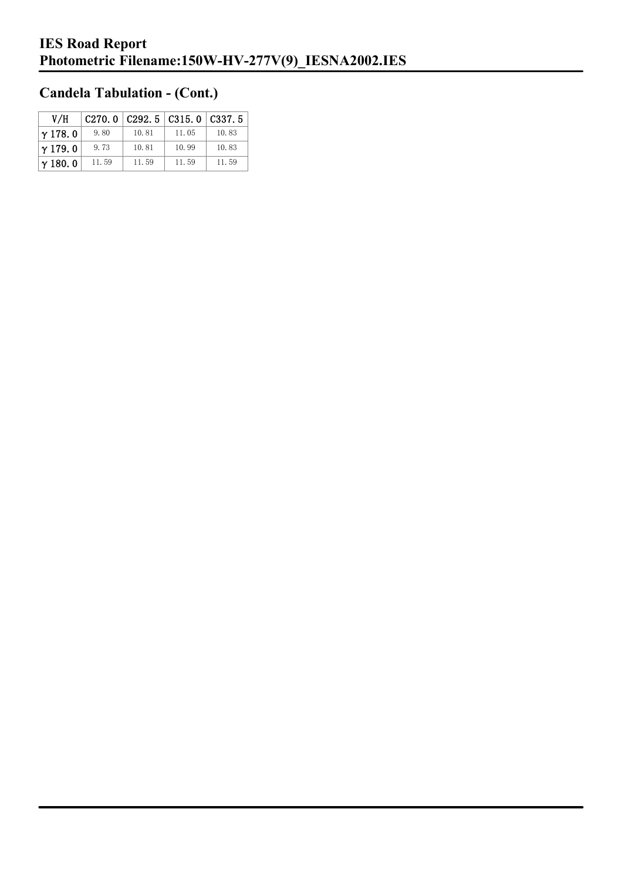## Candela Tabulation - (Cont.)

| V/H | C270.0 | C292.5 | C315.0 | C337.5 |
|---|---|---|---|---|
| γ 178.0 | 9.80 | 10.81 | 11.05 | 10.83 |
| γ 179.0 | 9.73 | 10.81 | 10.99 | 10.83 |
| γ 180.0 | 11.59 | 11.59 | 11.59 | 11.59 |